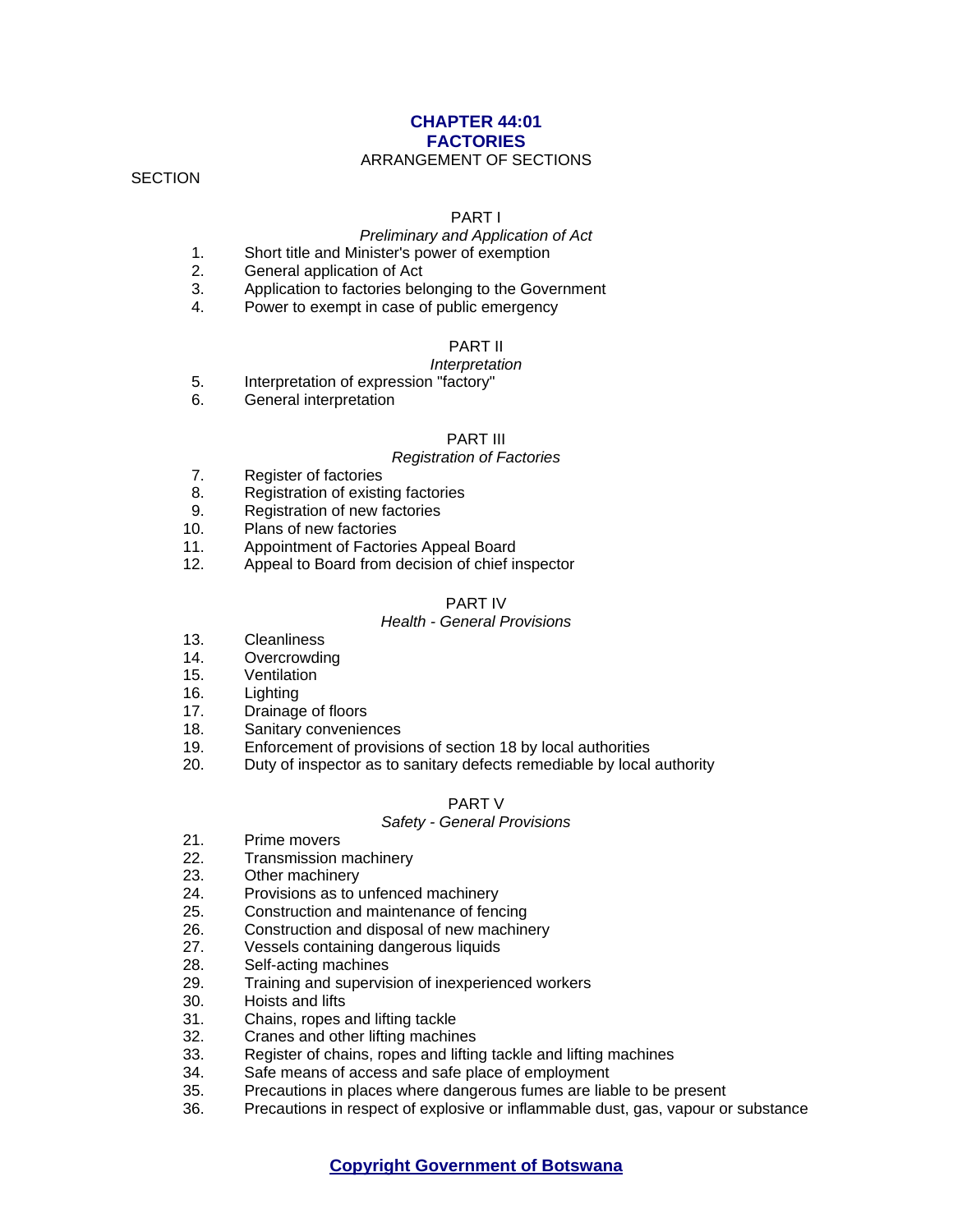# CHAPTER 44:01
# FACTORIES

ARRANGEMENT OF SECTIONS

SECTION

PART I

*Preliminary and Application of Act*

1. Short title and Minister's power of exemption
2. General application of Act
3. Application to factories belonging to the Government
4. Power to exempt in case of public emergency

PART II

*Interpretation*

5. Interpretation of expression "factory"
6. General interpretation

PART III

*Registration of Factories*

7. Register of factories
8. Registration of existing factories
9. Registration of new factories
10. Plans of new factories
11. Appointment of Factories Appeal Board
12. Appeal to Board from decision of chief inspector

PART IV

*Health - General Provisions*

13. Cleanliness
14. Overcrowding
15. Ventilation
16. Lighting
17. Drainage of floors
18. Sanitary conveniences
19. Enforcement of provisions of section 18 by local authorities
20. Duty of inspector as to sanitary defects remediable by local authority

PART V

*Safety - General Provisions*

21. Prime movers
22. Transmission machinery
23. Other machinery
24. Provisions as to unfenced machinery
25. Construction and maintenance of fencing
26. Construction and disposal of new machinery
27. Vessels containing dangerous liquids
28. Self-acting machines
29. Training and supervision of inexperienced workers
30. Hoists and lifts
31. Chains, ropes and lifting tackle
32. Cranes and other lifting machines
33. Register of chains, ropes and lifting tackle and lifting machines
34. Safe means of access and safe place of employment
35. Precautions in places where dangerous fumes are liable to be present
36. Precautions in respect of explosive or inflammable dust, gas, vapour or substance

**Copyright Government of Botswana**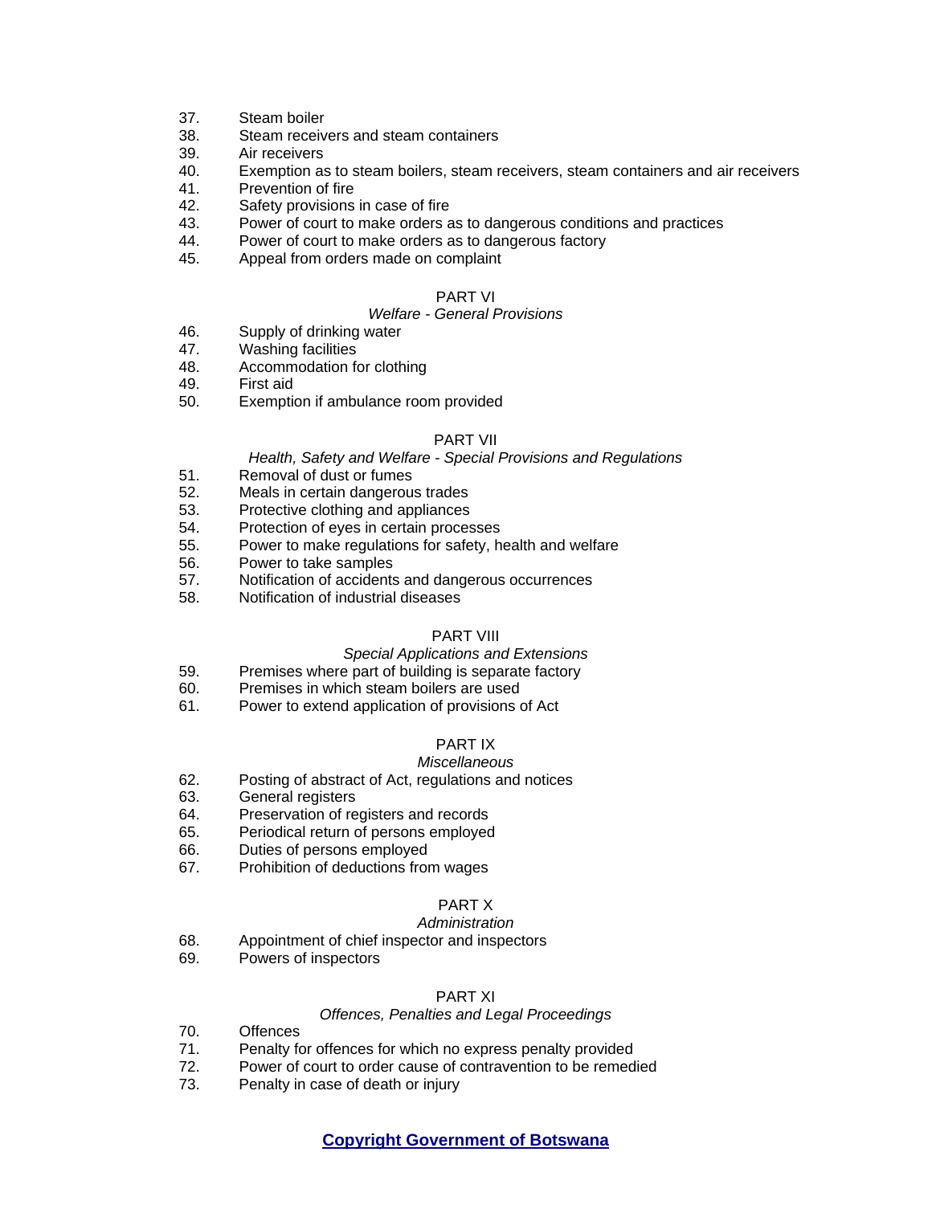37. Steam boiler
38. Steam receivers and steam containers
39. Air receivers
40. Exemption as to steam boilers, steam receivers, steam containers and air receivers
41. Prevention of fire
42. Safety provisions in case of fire
43. Power of court to make orders as to dangerous conditions and practices
44. Power of court to make orders as to dangerous factory
45. Appeal from orders made on complaint

PART VI

*Welfare - General Provisions*

46. Supply of drinking water
47. Washing facilities
48. Accommodation for clothing
49. First aid
50. Exemption if ambulance room provided

PART VII

*Health, Safety and Welfare - Special Provisions and Regulations*

51. Removal of dust or fumes
52. Meals in certain dangerous trades
53. Protective clothing and appliances
54. Protection of eyes in certain processes
55. Power to make regulations for safety, health and welfare
56. Power to take samples
57. Notification of accidents and dangerous occurrences
58. Notification of industrial diseases

PART VIII

*Special Applications and Extensions*

59. Premises where part of building is separate factory
60. Premises in which steam boilers are used
61. Power to extend application of provisions of Act

PART IX

*Miscellaneous*

62. Posting of abstract of Act, regulations and notices
63. General registers
64. Preservation of registers and records
65. Periodical return of persons employed
66. Duties of persons employed
67. Prohibition of deductions from wages

PART X

*Administration*

68. Appointment of chief inspector and inspectors
69. Powers of inspectors

PART XI

*Offences, Penalties and Legal Proceedings*

70. Offences
71. Penalty for offences for which no express penalty provided
72. Power of court to order cause of contravention to be remedied
73. Penalty in case of death or injury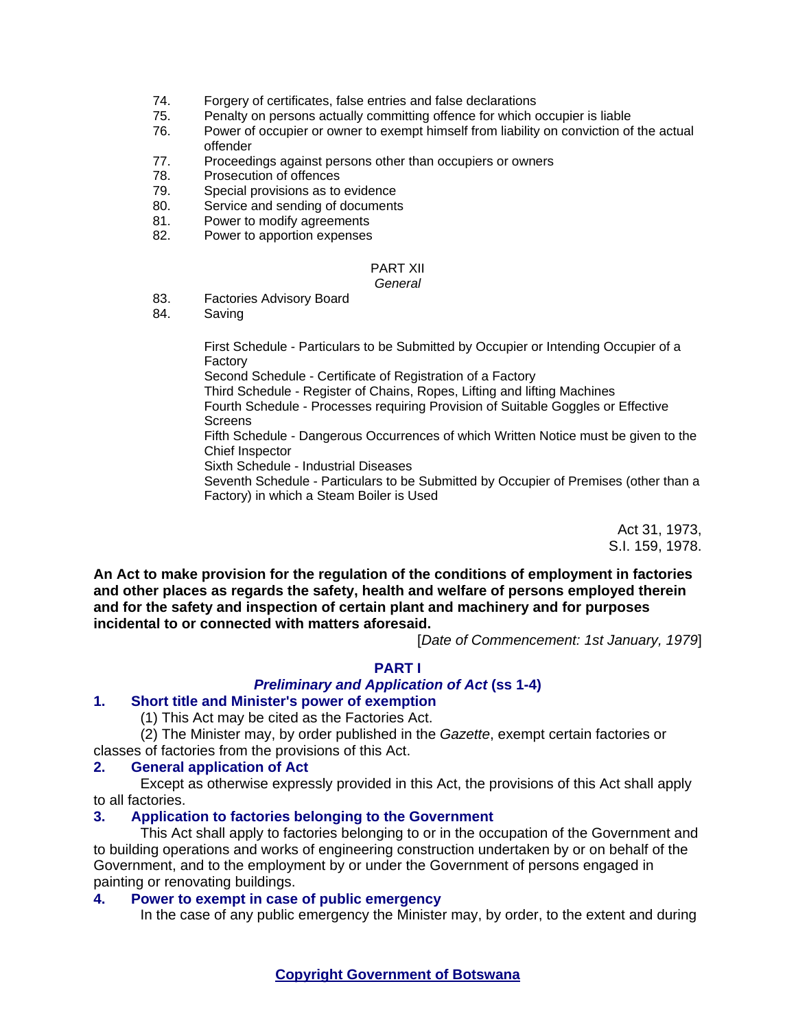74. Forgery of certificates, false entries and false declarations
75. Penalty on persons actually committing offence for which occupier is liable
76. Power of occupier or owner to exempt himself from liability on conviction of the actual offender
77. Proceedings against persons other than occupiers or owners
78. Prosecution of offences
79. Special provisions as to evidence
80. Service and sending of documents
81. Power to modify agreements
82. Power to apportion expenses

PART XII
*General*

83. Factories Advisory Board
84. Saving

First Schedule - Particulars to be Submitted by Occupier or Intending Occupier of a Factory
Second Schedule - Certificate of Registration of a Factory
Third Schedule - Register of Chains, Ropes, Lifting and lifting Machines
Fourth Schedule - Processes requiring Provision of Suitable Goggles or Effective Screens
Fifth Schedule - Dangerous Occurrences of which Written Notice must be given to the Chief Inspector
Sixth Schedule - Industrial Diseases
Seventh Schedule - Particulars to be Submitted by Occupier of Premises (other than a Factory) in which a Steam Boiler is Used

Act 31, 1973,
S.I. 159, 1978.

**An Act to make provision for the regulation of the conditions of employment in factories and other places as regards the safety, health and welfare of persons employed therein and for the safety and inspection of certain plant and machinery and for purposes incidental to or connected with matters aforesaid.**

[*Date of Commencement: 1st January, 1979*]

## PART I
## *Preliminary and Application of Act* (ss 1-4)

### 1. Short title and Minister's power of exemption

(1) This Act may be cited as the Factories Act.

(2) The Minister may, by order published in the *Gazette*, exempt certain factories or classes of factories from the provisions of this Act.

### 2. General application of Act

Except as otherwise expressly provided in this Act, the provisions of this Act shall apply to all factories.

### 3. Application to factories belonging to the Government

This Act shall apply to factories belonging to or in the occupation of the Government and to building operations and works of engineering construction undertaken by or on behalf of the Government, and to the employment by or under the Government of persons engaged in painting or renovating buildings.

### 4. Power to exempt in case of public emergency

In the case of any public emergency the Minister may, by order, to the extent and during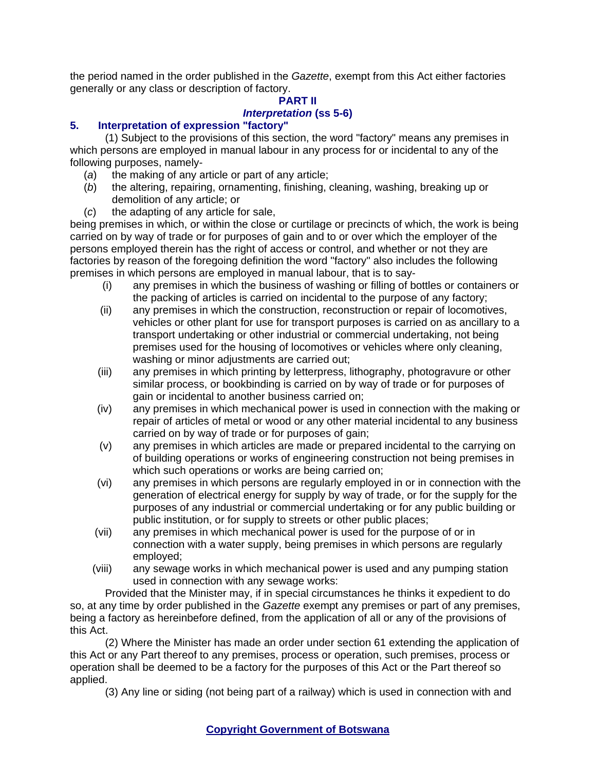the period named in the order published in the *Gazette*, exempt from this Act either factories generally or any class or description of factory.

## PART II
## *Interpretation* (ss 5-6)

### 5. Interpretation of expression "factory"

(1) Subject to the provisions of this section, the word "factory" means any premises in which persons are employed in manual labour in any process for or incidental to any of the following purposes, namely-

(*a*) the making of any article or part of any article;

(*b*) the altering, repairing, ornamenting, finishing, cleaning, washing, breaking up or demolition of any article; or

(*c*) the adapting of any article for sale,

being premises in which, or within the close or curtilage or precincts of which, the work is being carried on by way of trade or for purposes of gain and to or over which the employer of the persons employed therein has the right of access or control, and whether or not they are factories by reason of the foregoing definition the word "factory" also includes the following premises in which persons are employed in manual labour, that is to say-

(i) any premises in which the business of washing or filling of bottles or containers or the packing of articles is carried on incidental to the purpose of any factory;

(ii) any premises in which the construction, reconstruction or repair of locomotives, vehicles or other plant for use for transport purposes is carried on as ancillary to a transport undertaking or other industrial or commercial undertaking, not being premises used for the housing of locomotives or vehicles where only cleaning, washing or minor adjustments are carried out;

(iii) any premises in which printing by letterpress, lithography, photogravure or other similar process, or bookbinding is carried on by way of trade or for purposes of gain or incidental to another business carried on;

(iv) any premises in which mechanical power is used in connection with the making or repair of articles of metal or wood or any other material incidental to any business carried on by way of trade or for purposes of gain;

(v) any premises in which articles are made or prepared incidental to the carrying on of building operations or works of engineering construction not being premises in which such operations or works are being carried on;

(vi) any premises in which persons are regularly employed in or in connection with the generation of electrical energy for supply by way of trade, or for the supply for the purposes of any industrial or commercial undertaking or for any public building or public institution, or for supply to streets or other public places;

(vii) any premises in which mechanical power is used for the purpose of or in connection with a water supply, being premises in which persons are regularly employed;

(viii) any sewage works in which mechanical power is used and any pumping station used in connection with any sewage works:

Provided that the Minister may, if in special circumstances he thinks it expedient to do so, at any time by order published in the *Gazette* exempt any premises or part of any premises, being a factory as hereinbefore defined, from the application of all or any of the provisions of this Act.

(2) Where the Minister has made an order under section 61 extending the application of this Act or any Part thereof to any premises, process or operation, such premises, process or operation shall be deemed to be a factory for the purposes of this Act or the Part thereof so applied.

(3) Any line or siding (not being part of a railway) which is used in connection with and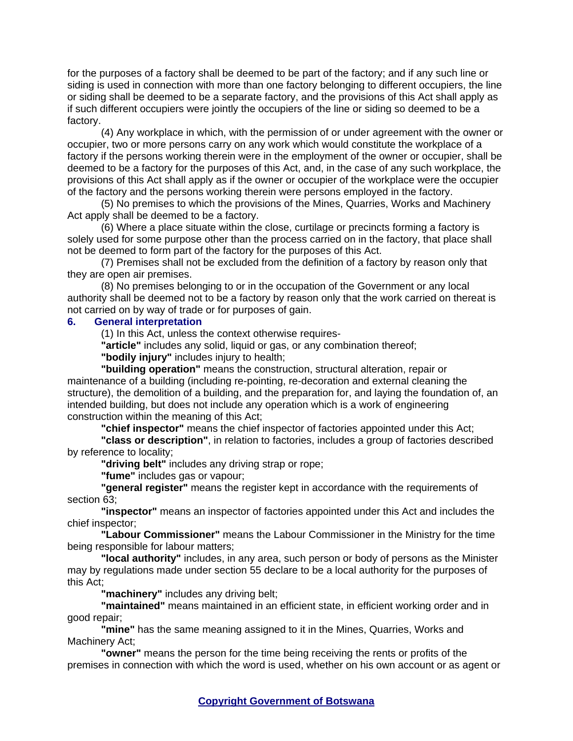for the purposes of a factory shall be deemed to be part of the factory; and if any such line or siding is used in connection with more than one factory belonging to different occupiers, the line or siding shall be deemed to be a separate factory, and the provisions of this Act shall apply as if such different occupiers were jointly the occupiers of the line or siding so deemed to be a factory.

(4) Any workplace in which, with the permission of or under agreement with the owner or occupier, two or more persons carry on any work which would constitute the workplace of a factory if the persons working therein were in the employment of the owner or occupier, shall be deemed to be a factory for the purposes of this Act, and, in the case of any such workplace, the provisions of this Act shall apply as if the owner or occupier of the workplace were the occupier of the factory and the persons working therein were persons employed in the factory.

(5) No premises to which the provisions of the Mines, Quarries, Works and Machinery Act apply shall be deemed to be a factory.

(6) Where a place situate within the close, curtilage or precincts forming a factory is solely used for some purpose other than the process carried on in the factory, that place shall not be deemed to form part of the factory for the purposes of this Act.

(7) Premises shall not be excluded from the definition of a factory by reason only that they are open air premises.

(8) No premises belonging to or in the occupation of the Government or any local authority shall be deemed not to be a factory by reason only that the work carried on thereat is not carried on by way of trade or for purposes of gain.

### 6. General interpretation

(1) In this Act, unless the context otherwise requires-

**"article"** includes any solid, liquid or gas, or any combination thereof;

**"bodily injury"** includes injury to health;

**"building operation"** means the construction, structural alteration, repair or maintenance of a building (including re-pointing, re-decoration and external cleaning the structure), the demolition of a building, and the preparation for, and laying the foundation of, an intended building, but does not include any operation which is a work of engineering construction within the meaning of this Act;

**"chief inspector"** means the chief inspector of factories appointed under this Act;

**"class or description"**, in relation to factories, includes a group of factories described by reference to locality;

**"driving belt"** includes any driving strap or rope;

**"fume"** includes gas or vapour;

**"general register"** means the register kept in accordance with the requirements of section 63;

**"inspector"** means an inspector of factories appointed under this Act and includes the chief inspector;

**"Labour Commissioner"** means the Labour Commissioner in the Ministry for the time being responsible for labour matters;

**"local authority"** includes, in any area, such person or body of persons as the Minister may by regulations made under section 55 declare to be a local authority for the purposes of this Act;

**"machinery"** includes any driving belt;

**"maintained"** means maintained in an efficient state, in efficient working order and in good repair;

**"mine"** has the same meaning assigned to it in the Mines, Quarries, Works and Machinery Act;

**"owner"** means the person for the time being receiving the rents or profits of the premises in connection with which the word is used, whether on his own account or as agent or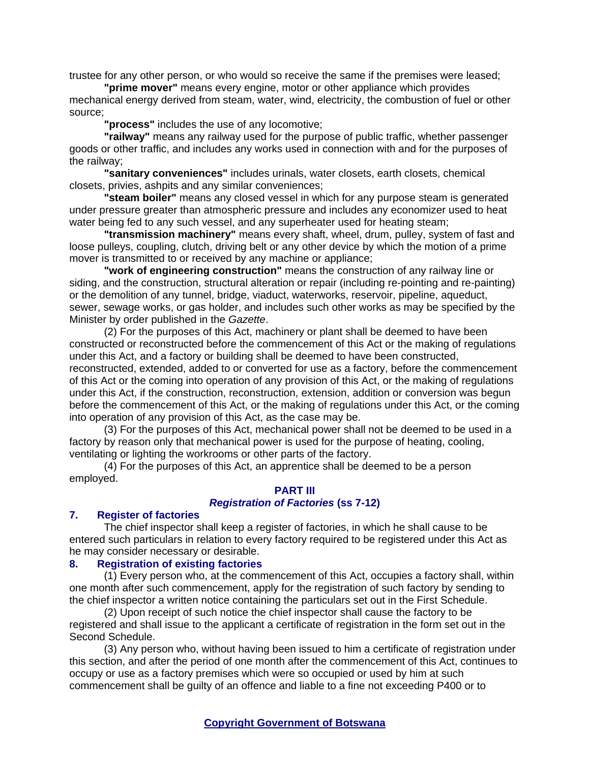trustee for any other person, or who would so receive the same if the premises were leased;

**"prime mover"** means every engine, motor or other appliance which provides mechanical energy derived from steam, water, wind, electricity, the combustion of fuel or other source;

**"process"** includes the use of any locomotive;

**"railway"** means any railway used for the purpose of public traffic, whether passenger goods or other traffic, and includes any works used in connection with and for the purposes of the railway;

**"sanitary conveniences"** includes urinals, water closets, earth closets, chemical closets, privies, ashpits and any similar conveniences;

**"steam boiler"** means any closed vessel in which for any purpose steam is generated under pressure greater than atmospheric pressure and includes any economizer used to heat water being fed to any such vessel, and any superheater used for heating steam;

**"transmission machinery"** means every shaft, wheel, drum, pulley, system of fast and loose pulleys, coupling, clutch, driving belt or any other device by which the motion of a prime mover is transmitted to or received by any machine or appliance;

**"work of engineering construction"** means the construction of any railway line or siding, and the construction, structural alteration or repair (including re-pointing and re-painting) or the demolition of any tunnel, bridge, viaduct, waterworks, reservoir, pipeline, aqueduct, sewer, sewage works, or gas holder, and includes such other works as may be specified by the Minister by order published in the *Gazette*.

(2) For the purposes of this Act, machinery or plant shall be deemed to have been constructed or reconstructed before the commencement of this Act or the making of regulations under this Act, and a factory or building shall be deemed to have been constructed, reconstructed, extended, added to or converted for use as a factory, before the commencement of this Act or the coming into operation of any provision of this Act, or the making of regulations under this Act, if the construction, reconstruction, extension, addition or conversion was begun before the commencement of this Act, or the making of regulations under this Act, or the coming into operation of any provision of this Act, as the case may be.

(3) For the purposes of this Act, mechanical power shall not be deemed to be used in a factory by reason only that mechanical power is used for the purpose of heating, cooling, ventilating or lighting the workrooms or other parts of the factory.

(4) For the purposes of this Act, an apprentice shall be deemed to be a person employed.

## PART III
### *Registration of Factories* (ss 7-12)

### 7. Register of factories

The chief inspector shall keep a register of factories, in which he shall cause to be entered such particulars in relation to every factory required to be registered under this Act as he may consider necessary or desirable.

### 8. Registration of existing factories

(1) Every person who, at the commencement of this Act, occupies a factory shall, within one month after such commencement, apply for the registration of such factory by sending to the chief inspector a written notice containing the particulars set out in the First Schedule.

(2) Upon receipt of such notice the chief inspector shall cause the factory to be registered and shall issue to the applicant a certificate of registration in the form set out in the Second Schedule.

(3) Any person who, without having been issued to him a certificate of registration under this section, and after the period of one month after the commencement of this Act, continues to occupy or use as a factory premises which were so occupied or used by him at such commencement shall be guilty of an offence and liable to a fine not exceeding P400 or to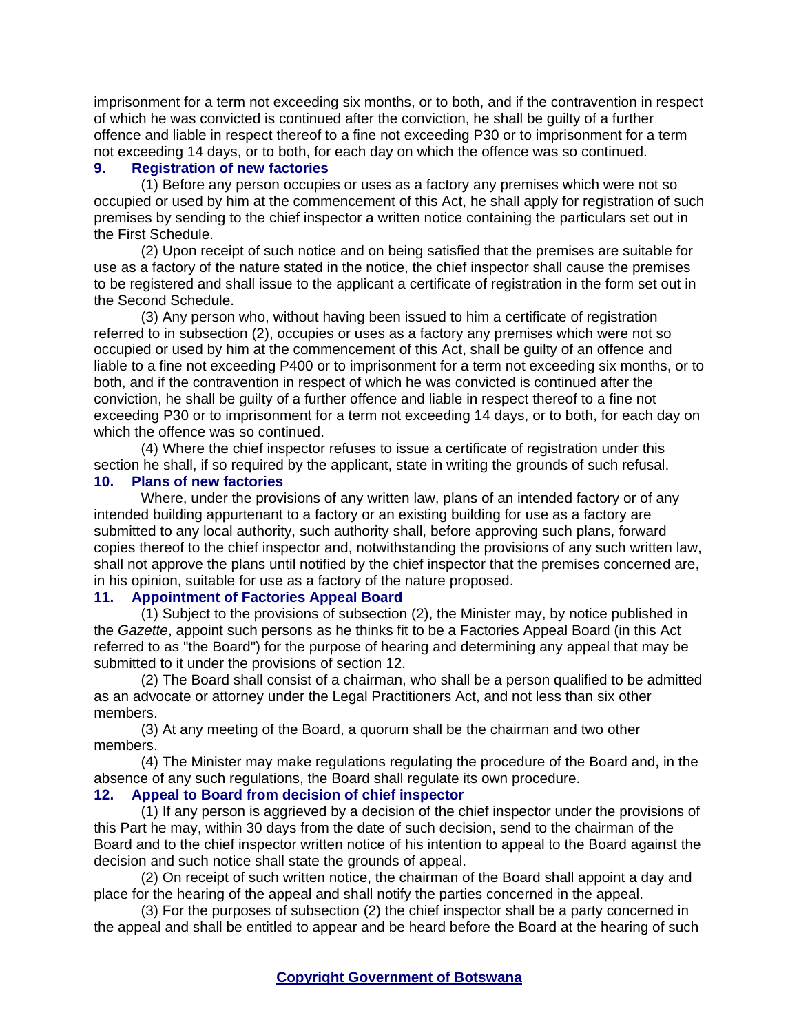imprisonment for a term not exceeding six months, or to both, and if the contravention in respect of which he was convicted is continued after the conviction, he shall be guilty of a further offence and liable in respect thereof to a fine not exceeding P30 or to imprisonment for a term not exceeding 14 days, or to both, for each day on which the offence was so continued.

### 9. Registration of new factories

(1) Before any person occupies or uses as a factory any premises which were not so occupied or used by him at the commencement of this Act, he shall apply for registration of such premises by sending to the chief inspector a written notice containing the particulars set out in the First Schedule.

(2) Upon receipt of such notice and on being satisfied that the premises are suitable for use as a factory of the nature stated in the notice, the chief inspector shall cause the premises to be registered and shall issue to the applicant a certificate of registration in the form set out in the Second Schedule.

(3) Any person who, without having been issued to him a certificate of registration referred to in subsection (2), occupies or uses as a factory any premises which were not so occupied or used by him at the commencement of this Act, shall be guilty of an offence and liable to a fine not exceeding P400 or to imprisonment for a term not exceeding six months, or to both, and if the contravention in respect of which he was convicted is continued after the conviction, he shall be guilty of a further offence and liable in respect thereof to a fine not exceeding P30 or to imprisonment for a term not exceeding 14 days, or to both, for each day on which the offence was so continued.

(4) Where the chief inspector refuses to issue a certificate of registration under this section he shall, if so required by the applicant, state in writing the grounds of such refusal.

### 10. Plans of new factories

Where, under the provisions of any written law, plans of an intended factory or of any intended building appurtenant to a factory or an existing building for use as a factory are submitted to any local authority, such authority shall, before approving such plans, forward copies thereof to the chief inspector and, notwithstanding the provisions of any such written law, shall not approve the plans until notified by the chief inspector that the premises concerned are, in his opinion, suitable for use as a factory of the nature proposed.

### 11. Appointment of Factories Appeal Board

(1) Subject to the provisions of subsection (2), the Minister may, by notice published in the *Gazette*, appoint such persons as he thinks fit to be a Factories Appeal Board (in this Act referred to as "the Board") for the purpose of hearing and determining any appeal that may be submitted to it under the provisions of section 12.

(2) The Board shall consist of a chairman, who shall be a person qualified to be admitted as an advocate or attorney under the Legal Practitioners Act, and not less than six other members.

(3) At any meeting of the Board, a quorum shall be the chairman and two other members.

(4) The Minister may make regulations regulating the procedure of the Board and, in the absence of any such regulations, the Board shall regulate its own procedure.

### 12. Appeal to Board from decision of chief inspector

(1) If any person is aggrieved by a decision of the chief inspector under the provisions of this Part he may, within 30 days from the date of such decision, send to the chairman of the Board and to the chief inspector written notice of his intention to appeal to the Board against the decision and such notice shall state the grounds of appeal.

(2) On receipt of such written notice, the chairman of the Board shall appoint a day and place for the hearing of the appeal and shall notify the parties concerned in the appeal.

(3) For the purposes of subsection (2) the chief inspector shall be a party concerned in the appeal and shall be entitled to appear and be heard before the Board at the hearing of such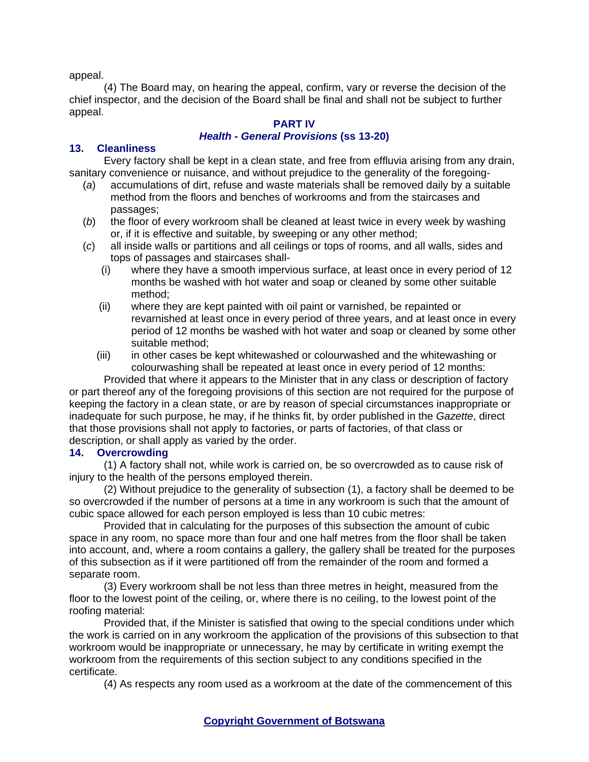appeal.

(4) The Board may, on hearing the appeal, confirm, vary or reverse the decision of the chief inspector, and the decision of the Board shall be final and shall not be subject to further appeal.

## PART IV
### *Health - General Provisions* (ss 13-20)

### 13. Cleanliness

Every factory shall be kept in a clean state, and free from effluvia arising from any drain, sanitary convenience or nuisance, and without prejudice to the generality of the foregoing-

(*a*) accumulations of dirt, refuse and waste materials shall be removed daily by a suitable method from the floors and benches of workrooms and from the staircases and passages;

(*b*) the floor of every workroom shall be cleaned at least twice in every week by washing or, if it is effective and suitable, by sweeping or any other method;

(*c*) all inside walls or partitions and all ceilings or tops of rooms, and all walls, sides and tops of passages and staircases shall-

(i) where they have a smooth impervious surface, at least once in every period of 12 months be washed with hot water and soap or cleaned by some other suitable method;

(ii) where they are kept painted with oil paint or varnished, be repainted or revarnished at least once in every period of three years, and at least once in every period of 12 months be washed with hot water and soap or cleaned by some other suitable method;

(iii) in other cases be kept whitewashed or colourwashed and the whitewashing or colourwashing shall be repeated at least once in every period of 12 months:

Provided that where it appears to the Minister that in any class or description of factory or part thereof any of the foregoing provisions of this section are not required for the purpose of keeping the factory in a clean state, or are by reason of special circumstances inappropriate or inadequate for such purpose, he may, if he thinks fit, by order published in the *Gazette*, direct that those provisions shall not apply to factories, or parts of factories, of that class or description, or shall apply as varied by the order.

### 14. Overcrowding

(1) A factory shall not, while work is carried on, be so overcrowded as to cause risk of injury to the health of the persons employed therein.

(2) Without prejudice to the generality of subsection (1), a factory shall be deemed to be so overcrowded if the number of persons at a time in any workroom is such that the amount of cubic space allowed for each person employed is less than 10 cubic metres:

Provided that in calculating for the purposes of this subsection the amount of cubic space in any room, no space more than four and one half metres from the floor shall be taken into account, and, where a room contains a gallery, the gallery shall be treated for the purposes of this subsection as if it were partitioned off from the remainder of the room and formed a separate room.

(3) Every workroom shall be not less than three metres in height, measured from the floor to the lowest point of the ceiling, or, where there is no ceiling, to the lowest point of the roofing material:

Provided that, if the Minister is satisfied that owing to the special conditions under which the work is carried on in any workroom the application of the provisions of this subsection to that workroom would be inappropriate or unnecessary, he may by certificate in writing exempt the workroom from the requirements of this section subject to any conditions specified in the certificate.

(4) As respects any room used as a workroom at the date of the commencement of this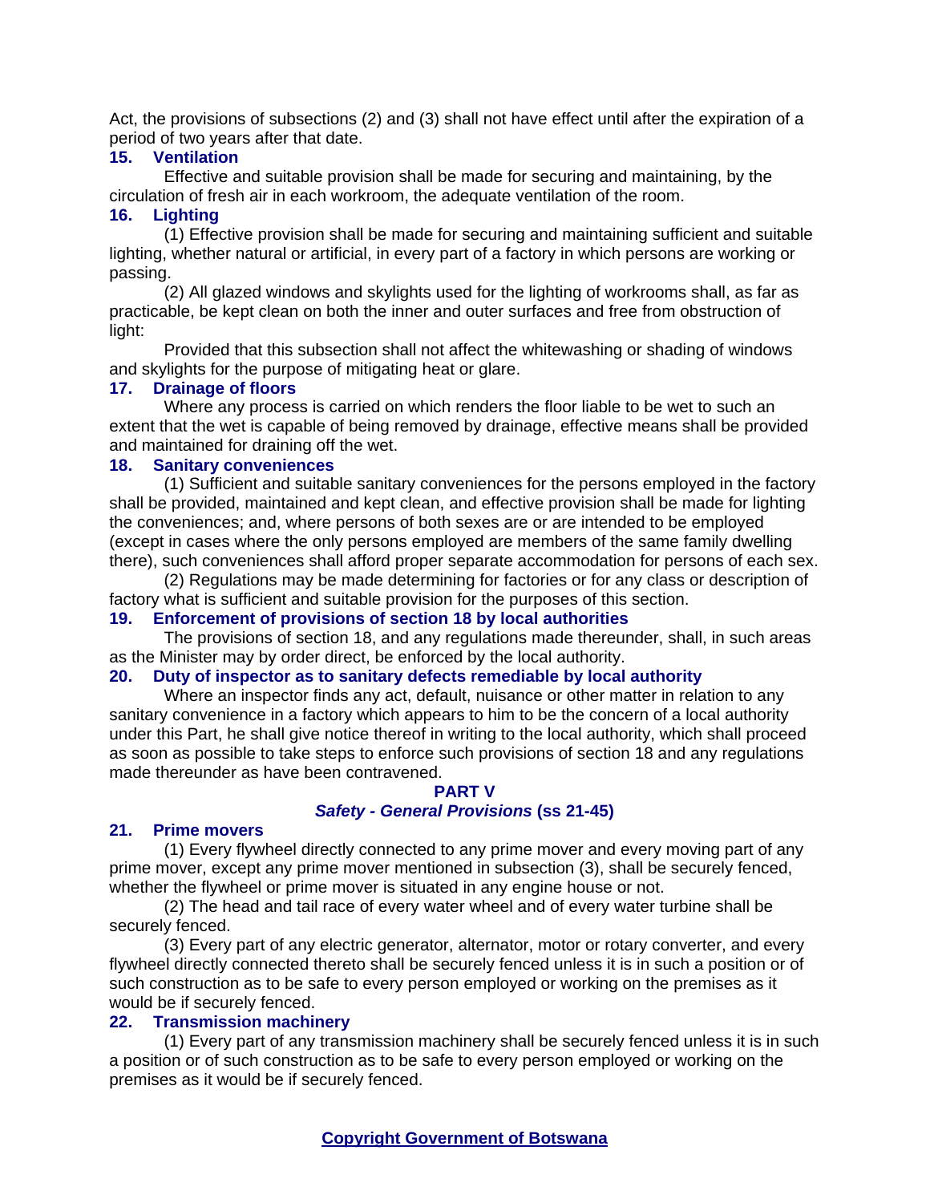Act, the provisions of subsections (2) and (3) shall not have effect until after the expiration of a period of two years after that date.

**15. Ventilation**

Effective and suitable provision shall be made for securing and maintaining, by the circulation of fresh air in each workroom, the adequate ventilation of the room.

**16. Lighting**

(1) Effective provision shall be made for securing and maintaining sufficient and suitable lighting, whether natural or artificial, in every part of a factory in which persons are working or passing.

(2) All glazed windows and skylights used for the lighting of workrooms shall, as far as practicable, be kept clean on both the inner and outer surfaces and free from obstruction of light:

Provided that this subsection shall not affect the whitewashing or shading of windows and skylights for the purpose of mitigating heat or glare.

**17. Drainage of floors**

Where any process is carried on which renders the floor liable to be wet to such an extent that the wet is capable of being removed by drainage, effective means shall be provided and maintained for draining off the wet.

**18. Sanitary conveniences**

(1) Sufficient and suitable sanitary conveniences for the persons employed in the factory shall be provided, maintained and kept clean, and effective provision shall be made for lighting the conveniences; and, where persons of both sexes are or are intended to be employed (except in cases where the only persons employed are members of the same family dwelling there), such conveniences shall afford proper separate accommodation for persons of each sex.

(2) Regulations may be made determining for factories or for any class or description of factory what is sufficient and suitable provision for the purposes of this section.

**19. Enforcement of provisions of section 18 by local authorities**

The provisions of section 18, and any regulations made thereunder, shall, in such areas as the Minister may by order direct, be enforced by the local authority.

**20. Duty of inspector as to sanitary defects remediable by local authority**

Where an inspector finds any act, default, nuisance or other matter in relation to any sanitary convenience in a factory which appears to him to be the concern of a local authority under this Part, he shall give notice thereof in writing to the local authority, which shall proceed as soon as possible to take steps to enforce such provisions of section 18 and any regulations made thereunder as have been contravened.

## PART V
### *Safety - General Provisions* (ss 21-45)

**21. Prime movers**

(1) Every flywheel directly connected to any prime mover and every moving part of any prime mover, except any prime mover mentioned in subsection (3), shall be securely fenced, whether the flywheel or prime mover is situated in any engine house or not.

(2) The head and tail race of every water wheel and of every water turbine shall be securely fenced.

(3) Every part of any electric generator, alternator, motor or rotary converter, and every flywheel directly connected thereto shall be securely fenced unless it is in such a position or of such construction as to be safe to every person employed or working on the premises as it would be if securely fenced.

**22. Transmission machinery**

(1) Every part of any transmission machinery shall be securely fenced unless it is in such a position or of such construction as to be safe to every person employed or working on the premises as it would be if securely fenced.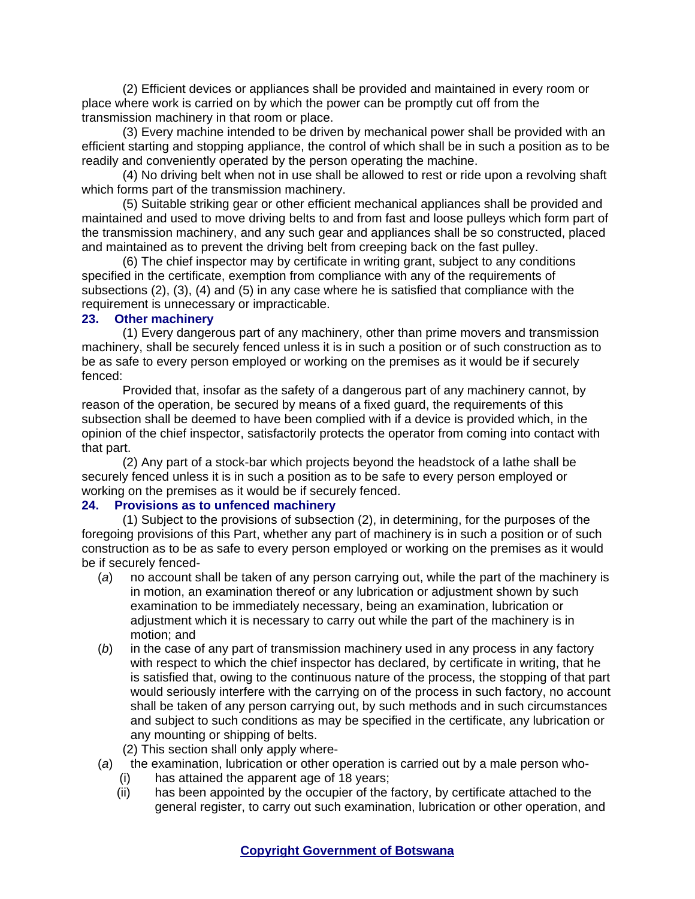(2) Efficient devices or appliances shall be provided and maintained in every room or place where work is carried on by which the power can be promptly cut off from the transmission machinery in that room or place.

(3) Every machine intended to be driven by mechanical power shall be provided with an efficient starting and stopping appliance, the control of which shall be in such a position as to be readily and conveniently operated by the person operating the machine.

(4) No driving belt when not in use shall be allowed to rest or ride upon a revolving shaft which forms part of the transmission machinery.

(5) Suitable striking gear or other efficient mechanical appliances shall be provided and maintained and used to move driving belts to and from fast and loose pulleys which form part of the transmission machinery, and any such gear and appliances shall be so constructed, placed and maintained as to prevent the driving belt from creeping back on the fast pulley.

(6) The chief inspector may by certificate in writing grant, subject to any conditions specified in the certificate, exemption from compliance with any of the requirements of subsections (2), (3), (4) and (5) in any case where he is satisfied that compliance with the requirement is unnecessary or impracticable.

### 23. Other machinery

(1) Every dangerous part of any machinery, other than prime movers and transmission machinery, shall be securely fenced unless it is in such a position or of such construction as to be as safe to every person employed or working on the premises as it would be if securely fenced:

Provided that, insofar as the safety of a dangerous part of any machinery cannot, by reason of the operation, be secured by means of a fixed guard, the requirements of this subsection shall be deemed to have been complied with if a device is provided which, in the opinion of the chief inspector, satisfactorily protects the operator from coming into contact with that part.

(2) Any part of a stock-bar which projects beyond the headstock of a lathe shall be securely fenced unless it is in such a position as to be safe to every person employed or working on the premises as it would be if securely fenced.

### 24. Provisions as to unfenced machinery

(1) Subject to the provisions of subsection (2), in determining, for the purposes of the foregoing provisions of this Part, whether any part of machinery is in such a position or of such construction as to be as safe to every person employed or working on the premises as it would be if securely fenced-

(*a*) no account shall be taken of any person carrying out, while the part of the machinery is in motion, an examination thereof or any lubrication or adjustment shown by such examination to be immediately necessary, being an examination, lubrication or adjustment which it is necessary to carry out while the part of the machinery is in motion; and

(*b*) in the case of any part of transmission machinery used in any process in any factory with respect to which the chief inspector has declared, by certificate in writing, that he is satisfied that, owing to the continuous nature of the process, the stopping of that part would seriously interfere with the carrying on of the process in such factory, no account shall be taken of any person carrying out, by such methods and in such circumstances and subject to such conditions as may be specified in the certificate, any lubrication or any mounting or shipping of belts.

(2) This section shall only apply where-

(*a*) the examination, lubrication or other operation is carried out by a male person who-

(i) has attained the apparent age of 18 years;

(ii) has been appointed by the occupier of the factory, by certificate attached to the general register, to carry out such examination, lubrication or other operation, and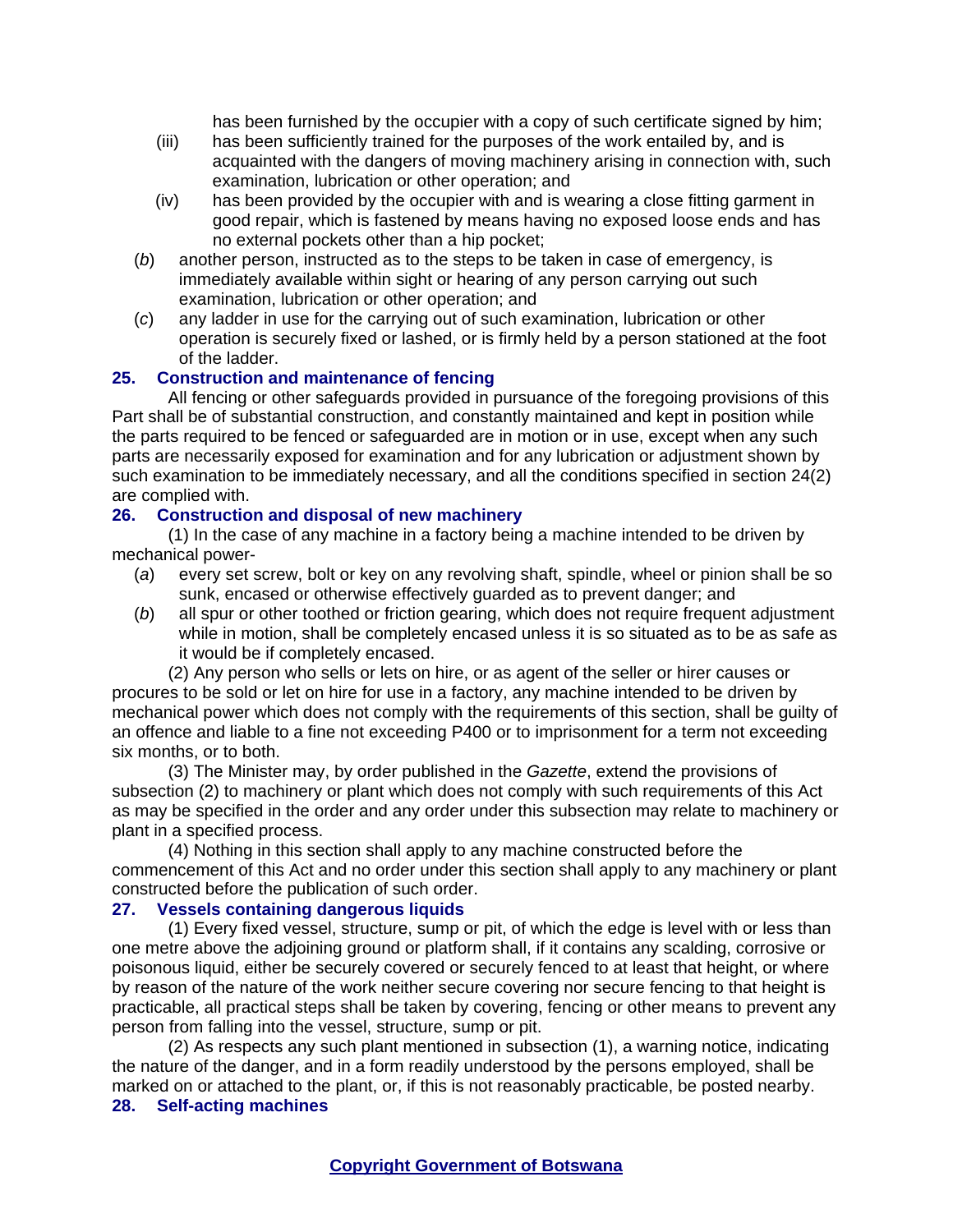has been furnished by the occupier with a copy of such certificate signed by him;

(iii) has been sufficiently trained for the purposes of the work entailed by, and is acquainted with the dangers of moving machinery arising in connection with, such examination, lubrication or other operation; and

(iv) has been provided by the occupier with and is wearing a close fitting garment in good repair, which is fastened by means having no exposed loose ends and has no external pockets other than a hip pocket;

(*b*) another person, instructed as to the steps to be taken in case of emergency, is immediately available within sight or hearing of any person carrying out such examination, lubrication or other operation; and

(*c*) any ladder in use for the carrying out of such examination, lubrication or other operation is securely fixed or lashed, or is firmly held by a person stationed at the foot of the ladder.

### 25. Construction and maintenance of fencing

All fencing or other safeguards provided in pursuance of the foregoing provisions of this Part shall be of substantial construction, and constantly maintained and kept in position while the parts required to be fenced or safeguarded are in motion or in use, except when any such parts are necessarily exposed for examination and for any lubrication or adjustment shown by such examination to be immediately necessary, and all the conditions specified in section 24(2) are complied with.

### 26. Construction and disposal of new machinery

(1) In the case of any machine in a factory being a machine intended to be driven by mechanical power-

(*a*) every set screw, bolt or key on any revolving shaft, spindle, wheel or pinion shall be so sunk, encased or otherwise effectively guarded as to prevent danger; and

(*b*) all spur or other toothed or friction gearing, which does not require frequent adjustment while in motion, shall be completely encased unless it is so situated as to be as safe as it would be if completely encased.

(2) Any person who sells or lets on hire, or as agent of the seller or hirer causes or procures to be sold or let on hire for use in a factory, any machine intended to be driven by mechanical power which does not comply with the requirements of this section, shall be guilty of an offence and liable to a fine not exceeding P400 or to imprisonment for a term not exceeding six months, or to both.

(3) The Minister may, by order published in the *Gazette*, extend the provisions of subsection (2) to machinery or plant which does not comply with such requirements of this Act as may be specified in the order and any order under this subsection may relate to machinery or plant in a specified process.

(4) Nothing in this section shall apply to any machine constructed before the commencement of this Act and no order under this section shall apply to any machinery or plant constructed before the publication of such order.

### 27. Vessels containing dangerous liquids

(1) Every fixed vessel, structure, sump or pit, of which the edge is level with or less than one metre above the adjoining ground or platform shall, if it contains any scalding, corrosive or poisonous liquid, either be securely covered or securely fenced to at least that height, or where by reason of the nature of the work neither secure covering nor secure fencing to that height is practicable, all practical steps shall be taken by covering, fencing or other means to prevent any person from falling into the vessel, structure, sump or pit.

(2) As respects any such plant mentioned in subsection (1), a warning notice, indicating the nature of the danger, and in a form readily understood by the persons employed, shall be marked on or attached to the plant, or, if this is not reasonably practicable, be posted nearby.

### 28. Self-acting machines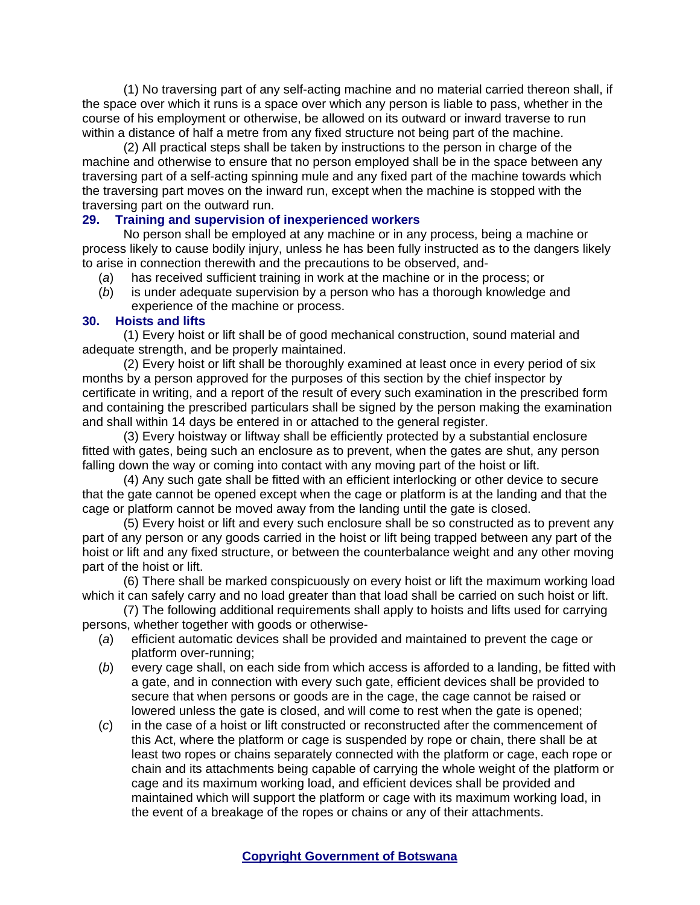(1) No traversing part of any self-acting machine and no material carried thereon shall, if the space over which it runs is a space over which any person is liable to pass, whether in the course of his employment or otherwise, be allowed on its outward or inward traverse to run within a distance of half a metre from any fixed structure not being part of the machine.

(2) All practical steps shall be taken by instructions to the person in charge of the machine and otherwise to ensure that no person employed shall be in the space between any traversing part of a self-acting spinning mule and any fixed part of the machine towards which the traversing part moves on the inward run, except when the machine is stopped with the traversing part on the outward run.

### 29. Training and supervision of inexperienced workers

No person shall be employed at any machine or in any process, being a machine or process likely to cause bodily injury, unless he has been fully instructed as to the dangers likely to arise in connection therewith and the precautions to be observed, and-

(*a*) has received sufficient training in work at the machine or in the process; or

(*b*) is under adequate supervision by a person who has a thorough knowledge and experience of the machine or process.

### 30. Hoists and lifts

(1) Every hoist or lift shall be of good mechanical construction, sound material and adequate strength, and be properly maintained.

(2) Every hoist or lift shall be thoroughly examined at least once in every period of six months by a person approved for the purposes of this section by the chief inspector by certificate in writing, and a report of the result of every such examination in the prescribed form and containing the prescribed particulars shall be signed by the person making the examination and shall within 14 days be entered in or attached to the general register.

(3) Every hoistway or liftway shall be efficiently protected by a substantial enclosure fitted with gates, being such an enclosure as to prevent, when the gates are shut, any person falling down the way or coming into contact with any moving part of the hoist or lift.

(4) Any such gate shall be fitted with an efficient interlocking or other device to secure that the gate cannot be opened except when the cage or platform is at the landing and that the cage or platform cannot be moved away from the landing until the gate is closed.

(5) Every hoist or lift and every such enclosure shall be so constructed as to prevent any part of any person or any goods carried in the hoist or lift being trapped between any part of the hoist or lift and any fixed structure, or between the counterbalance weight and any other moving part of the hoist or lift.

(6) There shall be marked conspicuously on every hoist or lift the maximum working load which it can safely carry and no load greater than that load shall be carried on such hoist or lift.

(7) The following additional requirements shall apply to hoists and lifts used for carrying persons, whether together with goods or otherwise-

(*a*) efficient automatic devices shall be provided and maintained to prevent the cage or platform over-running;

(*b*) every cage shall, on each side from which access is afforded to a landing, be fitted with a gate, and in connection with every such gate, efficient devices shall be provided to secure that when persons or goods are in the cage, the cage cannot be raised or lowered unless the gate is closed, and will come to rest when the gate is opened;

(*c*) in the case of a hoist or lift constructed or reconstructed after the commencement of this Act, where the platform or cage is suspended by rope or chain, there shall be at least two ropes or chains separately connected with the platform or cage, each rope or chain and its attachments being capable of carrying the whole weight of the platform or cage and its maximum working load, and efficient devices shall be provided and maintained which will support the platform or cage with its maximum working load, in the event of a breakage of the ropes or chains or any of their attachments.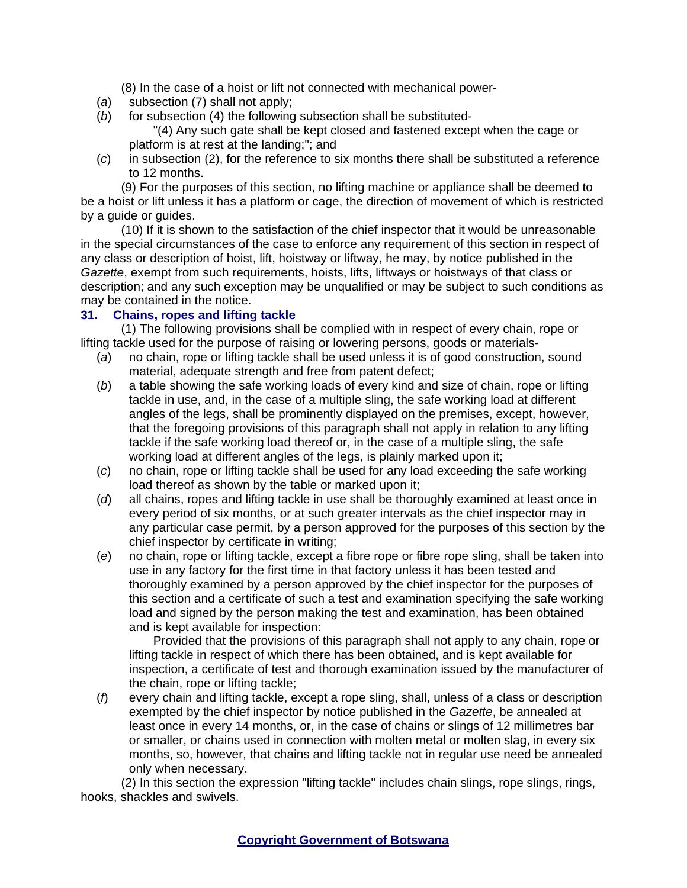(8) In the case of a hoist or lift not connected with mechanical power-

(*a*) subsection (7) shall not apply;

(*b*) for subsection (4) the following subsection shall be substituted-

"(4) Any such gate shall be kept closed and fastened except when the cage or platform is at rest at the landing;"; and

(*c*) in subsection (2), for the reference to six months there shall be substituted a reference to 12 months.

(9) For the purposes of this section, no lifting machine or appliance shall be deemed to be a hoist or lift unless it has a platform or cage, the direction of movement of which is restricted by a guide or guides.

(10) If it is shown to the satisfaction of the chief inspector that it would be unreasonable in the special circumstances of the case to enforce any requirement of this section in respect of any class or description of hoist, lift, hoistway or liftway, he may, by notice published in the *Gazette*, exempt from such requirements, hoists, lifts, liftways or hoistways of that class or description; and any such exception may be unqualified or may be subject to such conditions as may be contained in the notice.

### 31. Chains, ropes and lifting tackle

(1) The following provisions shall be complied with in respect of every chain, rope or lifting tackle used for the purpose of raising or lowering persons, goods or materials-

(*a*) no chain, rope or lifting tackle shall be used unless it is of good construction, sound material, adequate strength and free from patent defect;

(*b*) a table showing the safe working loads of every kind and size of chain, rope or lifting tackle in use, and, in the case of a multiple sling, the safe working load at different angles of the legs, shall be prominently displayed on the premises, except, however, that the foregoing provisions of this paragraph shall not apply in relation to any lifting tackle if the safe working load thereof or, in the case of a multiple sling, the safe working load at different angles of the legs, is plainly marked upon it;

(*c*) no chain, rope or lifting tackle shall be used for any load exceeding the safe working load thereof as shown by the table or marked upon it;

(*d*) all chains, ropes and lifting tackle in use shall be thoroughly examined at least once in every period of six months, or at such greater intervals as the chief inspector may in any particular case permit, by a person approved for the purposes of this section by the chief inspector by certificate in writing;

(*e*) no chain, rope or lifting tackle, except a fibre rope or fibre rope sling, shall be taken into use in any factory for the first time in that factory unless it has been tested and thoroughly examined by a person approved by the chief inspector for the purposes of this section and a certificate of such a test and examination specifying the safe working load and signed by the person making the test and examination, has been obtained and is kept available for inspection:

Provided that the provisions of this paragraph shall not apply to any chain, rope or lifting tackle in respect of which there has been obtained, and is kept available for inspection, a certificate of test and thorough examination issued by the manufacturer of the chain, rope or lifting tackle;

(*f*) every chain and lifting tackle, except a rope sling, shall, unless of a class or description exempted by the chief inspector by notice published in the *Gazette*, be annealed at least once in every 14 months, or, in the case of chains or slings of 12 millimetres bar or smaller, or chains used in connection with molten metal or molten slag, in every six months, so, however, that chains and lifting tackle not in regular use need be annealed only when necessary.

(2) In this section the expression "lifting tackle" includes chain slings, rope slings, rings, hooks, shackles and swivels.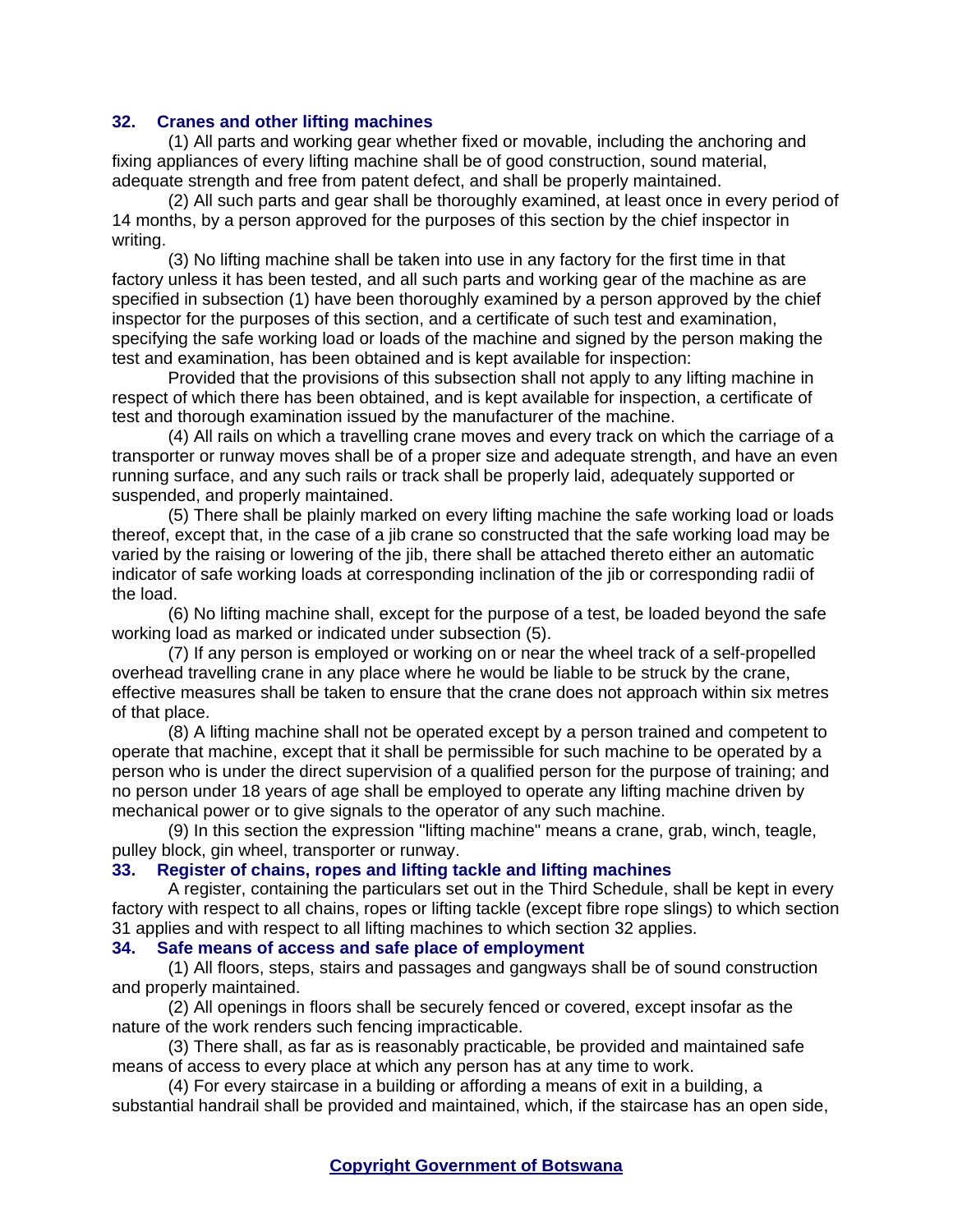### 32. Cranes and other lifting machines

(1) All parts and working gear whether fixed or movable, including the anchoring and fixing appliances of every lifting machine shall be of good construction, sound material, adequate strength and free from patent defect, and shall be properly maintained.

(2) All such parts and gear shall be thoroughly examined, at least once in every period of 14 months, by a person approved for the purposes of this section by the chief inspector in writing.

(3) No lifting machine shall be taken into use in any factory for the first time in that factory unless it has been tested, and all such parts and working gear of the machine as are specified in subsection (1) have been thoroughly examined by a person approved by the chief inspector for the purposes of this section, and a certificate of such test and examination, specifying the safe working load or loads of the machine and signed by the person making the test and examination, has been obtained and is kept available for inspection:

Provided that the provisions of this subsection shall not apply to any lifting machine in respect of which there has been obtained, and is kept available for inspection, a certificate of test and thorough examination issued by the manufacturer of the machine.

(4) All rails on which a travelling crane moves and every track on which the carriage of a transporter or runway moves shall be of a proper size and adequate strength, and have an even running surface, and any such rails or track shall be properly laid, adequately supported or suspended, and properly maintained.

(5) There shall be plainly marked on every lifting machine the safe working load or loads thereof, except that, in the case of a jib crane so constructed that the safe working load may be varied by the raising or lowering of the jib, there shall be attached thereto either an automatic indicator of safe working loads at corresponding inclination of the jib or corresponding radii of the load.

(6) No lifting machine shall, except for the purpose of a test, be loaded beyond the safe working load as marked or indicated under subsection (5).

(7) If any person is employed or working on or near the wheel track of a self-propelled overhead travelling crane in any place where he would be liable to be struck by the crane, effective measures shall be taken to ensure that the crane does not approach within six metres of that place.

(8) A lifting machine shall not be operated except by a person trained and competent to operate that machine, except that it shall be permissible for such machine to be operated by a person who is under the direct supervision of a qualified person for the purpose of training; and no person under 18 years of age shall be employed to operate any lifting machine driven by mechanical power or to give signals to the operator of any such machine.

(9) In this section the expression "lifting machine" means a crane, grab, winch, teagle, pulley block, gin wheel, transporter or runway.

### 33. Register of chains, ropes and lifting tackle and lifting machines

A register, containing the particulars set out in the Third Schedule, shall be kept in every factory with respect to all chains, ropes or lifting tackle (except fibre rope slings) to which section 31 applies and with respect to all lifting machines to which section 32 applies.

### 34. Safe means of access and safe place of employment

(1) All floors, steps, stairs and passages and gangways shall be of sound construction and properly maintained.

(2) All openings in floors shall be securely fenced or covered, except insofar as the nature of the work renders such fencing impracticable.

(3) There shall, as far as is reasonably practicable, be provided and maintained safe means of access to every place at which any person has at any time to work.

(4) For every staircase in a building or affording a means of exit in a building, a substantial handrail shall be provided and maintained, which, if the staircase has an open side,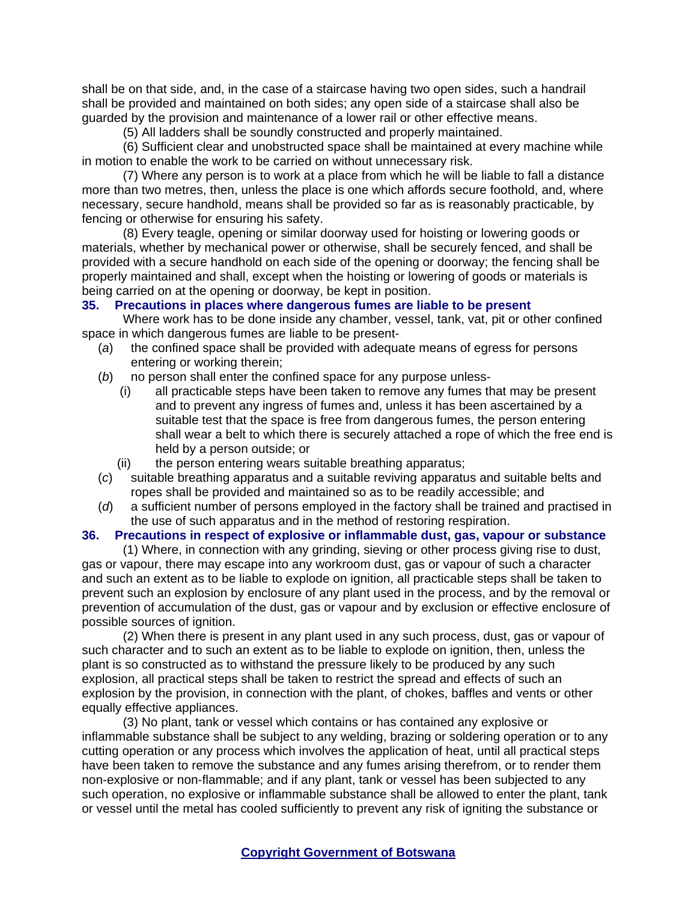shall be on that side, and, in the case of a staircase having two open sides, such a handrail shall be provided and maintained on both sides; any open side of a staircase shall also be guarded by the provision and maintenance of a lower rail or other effective means.

(5) All ladders shall be soundly constructed and properly maintained.

(6) Sufficient clear and unobstructed space shall be maintained at every machine while in motion to enable the work to be carried on without unnecessary risk.

(7) Where any person is to work at a place from which he will be liable to fall a distance more than two metres, then, unless the place is one which affords secure foothold, and, where necessary, secure handhold, means shall be provided so far as is reasonably practicable, by fencing or otherwise for ensuring his safety.

(8) Every teagle, opening or similar doorway used for hoisting or lowering goods or materials, whether by mechanical power or otherwise, shall be securely fenced, and shall be provided with a secure handhold on each side of the opening or doorway; the fencing shall be properly maintained and shall, except when the hoisting or lowering of goods or materials is being carried on at the opening or doorway, be kept in position.

**35. Precautions in places where dangerous fumes are liable to be present**

Where work has to be done inside any chamber, vessel, tank, vat, pit or other confined space in which dangerous fumes are liable to be present-

(*a*) the confined space shall be provided with adequate means of egress for persons entering or working therein;

(*b*) no person shall enter the confined space for any purpose unless-

(i) all practicable steps have been taken to remove any fumes that may be present and to prevent any ingress of fumes and, unless it has been ascertained by a suitable test that the space is free from dangerous fumes, the person entering shall wear a belt to which there is securely attached a rope of which the free end is held by a person outside; or

(ii) the person entering wears suitable breathing apparatus;

(*c*) suitable breathing apparatus and a suitable reviving apparatus and suitable belts and ropes shall be provided and maintained so as to be readily accessible; and

(*d*) a sufficient number of persons employed in the factory shall be trained and practised in the use of such apparatus and in the method of restoring respiration.

**36. Precautions in respect of explosive or inflammable dust, gas, vapour or substance**

(1) Where, in connection with any grinding, sieving or other process giving rise to dust, gas or vapour, there may escape into any workroom dust, gas or vapour of such a character and such an extent as to be liable to explode on ignition, all practicable steps shall be taken to prevent such an explosion by enclosure of any plant used in the process, and by the removal or prevention of accumulation of the dust, gas or vapour and by exclusion or effective enclosure of possible sources of ignition.

(2) When there is present in any plant used in any such process, dust, gas or vapour of such character and to such an extent as to be liable to explode on ignition, then, unless the plant is so constructed as to withstand the pressure likely to be produced by any such explosion, all practical steps shall be taken to restrict the spread and effects of such an explosion by the provision, in connection with the plant, of chokes, baffles and vents or other equally effective appliances.

(3) No plant, tank or vessel which contains or has contained any explosive or inflammable substance shall be subject to any welding, brazing or soldering operation or to any cutting operation or any process which involves the application of heat, until all practical steps have been taken to remove the substance and any fumes arising therefrom, or to render them non-explosive or non-flammable; and if any plant, tank or vessel has been subjected to any such operation, no explosive or inflammable substance shall be allowed to enter the plant, tank or vessel until the metal has cooled sufficiently to prevent any risk of igniting the substance or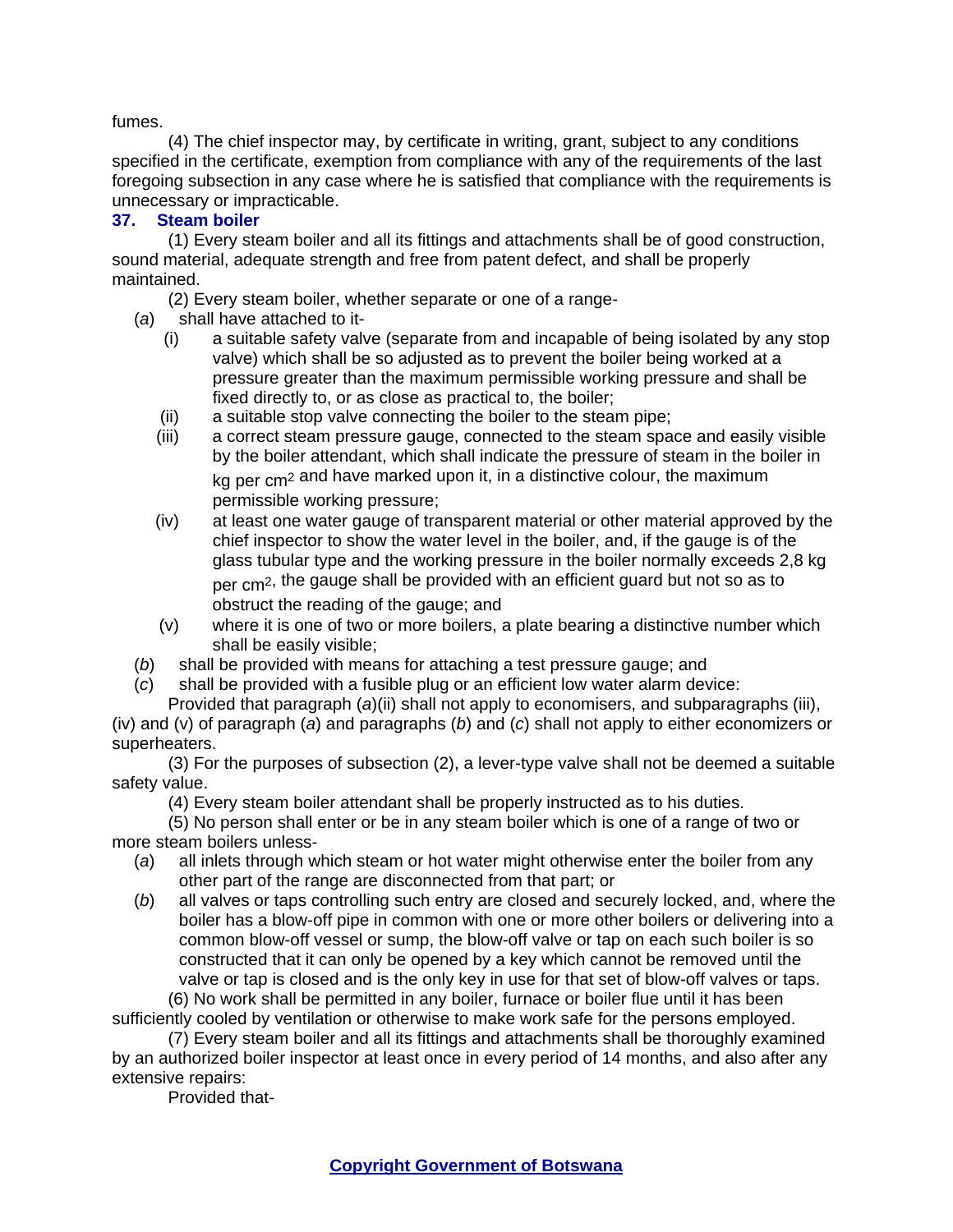fumes.

(4) The chief inspector may, by certificate in writing, grant, subject to any conditions specified in the certificate, exemption from compliance with any of the requirements of the last foregoing subsection in any case where he is satisfied that compliance with the requirements is unnecessary or impracticable.

### 37. Steam boiler

(1) Every steam boiler and all its fittings and attachments shall be of good construction, sound material, adequate strength and free from patent defect, and shall be properly maintained.

(2) Every steam boiler, whether separate or one of a range-

(*a*) shall have attached to it-

(i) a suitable safety valve (separate from and incapable of being isolated by any stop valve) which shall be so adjusted as to prevent the boiler being worked at a pressure greater than the maximum permissible working pressure and shall be fixed directly to, or as close as practical to, the boiler;

(ii) a suitable stop valve connecting the boiler to the steam pipe;

(iii) a correct steam pressure gauge, connected to the steam space and easily visible by the boiler attendant, which shall indicate the pressure of steam in the boiler in kg per $cm^2$ and have marked upon it, in a distinctive colour, the maximum permissible working pressure;

(iv) at least one water gauge of transparent material or other material approved by the chief inspector to show the water level in the boiler, and, if the gauge is of the glass tubular type and the working pressure in the boiler normally exceeds 2,8 kg per $cm^2$, the gauge shall be provided with an efficient guard but not so as to obstruct the reading of the gauge; and

(v) where it is one of two or more boilers, a plate bearing a distinctive number which shall be easily visible;

(*b*) shall be provided with means for attaching a test pressure gauge; and

(*c*) shall be provided with a fusible plug or an efficient low water alarm device:

Provided that paragraph (*a*)(ii) shall not apply to economisers, and subparagraphs (iii), (iv) and (v) of paragraph (*a*) and paragraphs (*b*) and (*c*) shall not apply to either economizers or superheaters.

(3) For the purposes of subsection (2), a lever-type valve shall not be deemed a suitable safety value.

(4) Every steam boiler attendant shall be properly instructed as to his duties.

(5) No person shall enter or be in any steam boiler which is one of a range of two or more steam boilers unless-

(*a*) all inlets through which steam or hot water might otherwise enter the boiler from any other part of the range are disconnected from that part; or

(*b*) all valves or taps controlling such entry are closed and securely locked, and, where the boiler has a blow-off pipe in common with one or more other boilers or delivering into a common blow-off vessel or sump, the blow-off valve or tap on each such boiler is so constructed that it can only be opened by a key which cannot be removed until the valve or tap is closed and is the only key in use for that set of blow-off valves or taps.

(6) No work shall be permitted in any boiler, furnace or boiler flue until it has been sufficiently cooled by ventilation or otherwise to make work safe for the persons employed.

(7) Every steam boiler and all its fittings and attachments shall be thoroughly examined by an authorized boiler inspector at least once in every period of 14 months, and also after any extensive repairs:

Provided that-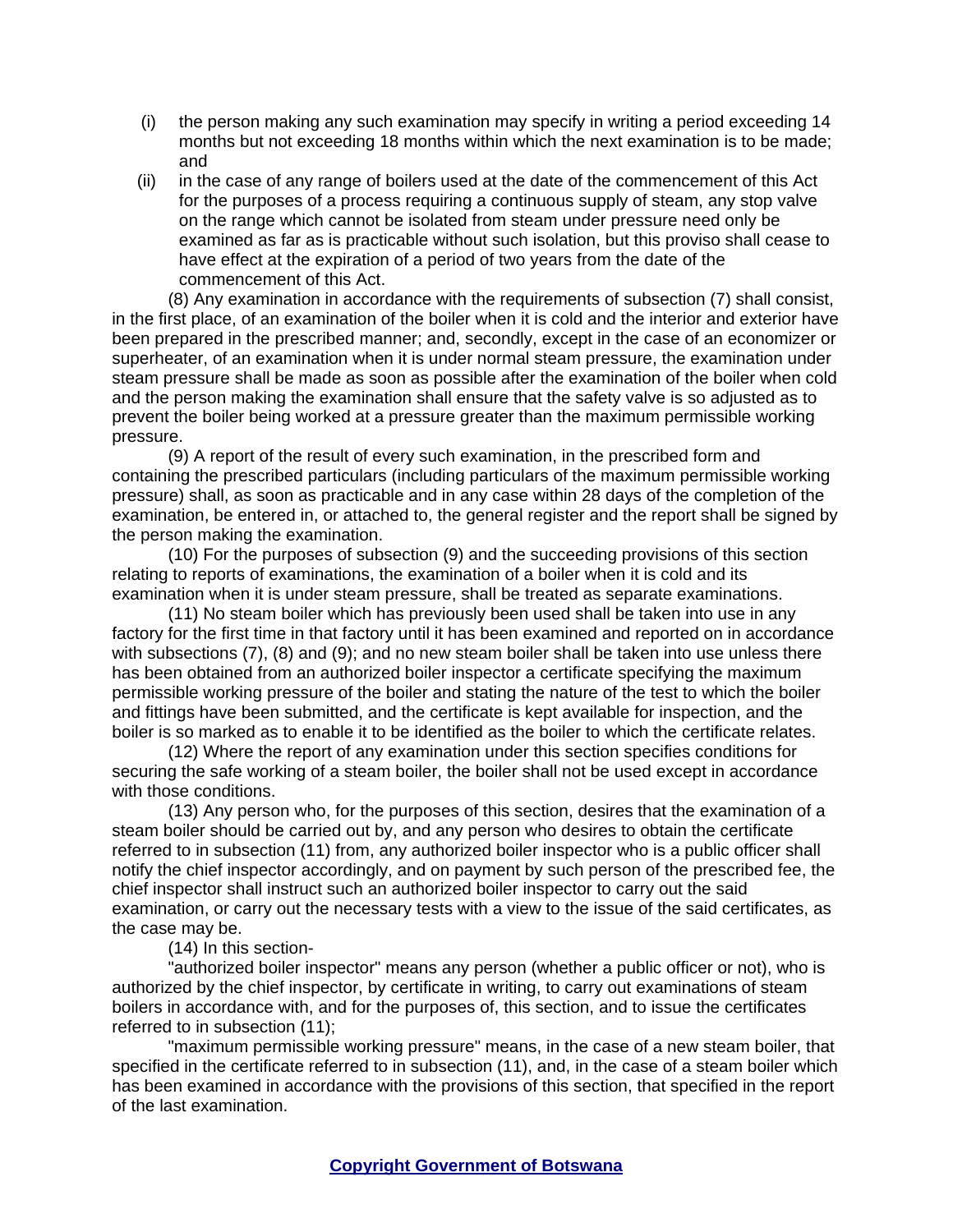(i) the person making any such examination may specify in writing a period exceeding 14 months but not exceeding 18 months within which the next examination is to be made; and

(ii) in the case of any range of boilers used at the date of the commencement of this Act for the purposes of a process requiring a continuous supply of steam, any stop valve on the range which cannot be isolated from steam under pressure need only be examined as far as is practicable without such isolation, but this proviso shall cease to have effect at the expiration of a period of two years from the date of the commencement of this Act.

(8) Any examination in accordance with the requirements of subsection (7) shall consist, in the first place, of an examination of the boiler when it is cold and the interior and exterior have been prepared in the prescribed manner; and, secondly, except in the case of an economizer or superheater, of an examination when it is under normal steam pressure, the examination under steam pressure shall be made as soon as possible after the examination of the boiler when cold and the person making the examination shall ensure that the safety valve is so adjusted as to prevent the boiler being worked at a pressure greater than the maximum permissible working pressure.

(9) A report of the result of every such examination, in the prescribed form and containing the prescribed particulars (including particulars of the maximum permissible working pressure) shall, as soon as practicable and in any case within 28 days of the completion of the examination, be entered in, or attached to, the general register and the report shall be signed by the person making the examination.

(10) For the purposes of subsection (9) and the succeeding provisions of this section relating to reports of examinations, the examination of a boiler when it is cold and its examination when it is under steam pressure, shall be treated as separate examinations.

(11) No steam boiler which has previously been used shall be taken into use in any factory for the first time in that factory until it has been examined and reported on in accordance with subsections (7), (8) and (9); and no new steam boiler shall be taken into use unless there has been obtained from an authorized boiler inspector a certificate specifying the maximum permissible working pressure of the boiler and stating the nature of the test to which the boiler and fittings have been submitted, and the certificate is kept available for inspection, and the boiler is so marked as to enable it to be identified as the boiler to which the certificate relates.

(12) Where the report of any examination under this section specifies conditions for securing the safe working of a steam boiler, the boiler shall not be used except in accordance with those conditions.

(13) Any person who, for the purposes of this section, desires that the examination of a steam boiler should be carried out by, and any person who desires to obtain the certificate referred to in subsection (11) from, any authorized boiler inspector who is a public officer shall notify the chief inspector accordingly, and on payment by such person of the prescribed fee, the chief inspector shall instruct such an authorized boiler inspector to carry out the said examination, or carry out the necessary tests with a view to the issue of the said certificates, as the case may be.

(14) In this section-

"authorized boiler inspector" means any person (whether a public officer or not), who is authorized by the chief inspector, by certificate in writing, to carry out examinations of steam boilers in accordance with, and for the purposes of, this section, and to issue the certificates referred to in subsection (11);

"maximum permissible working pressure" means, in the case of a new steam boiler, that specified in the certificate referred to in subsection (11), and, in the case of a steam boiler which has been examined in accordance with the provisions of this section, that specified in the report of the last examination.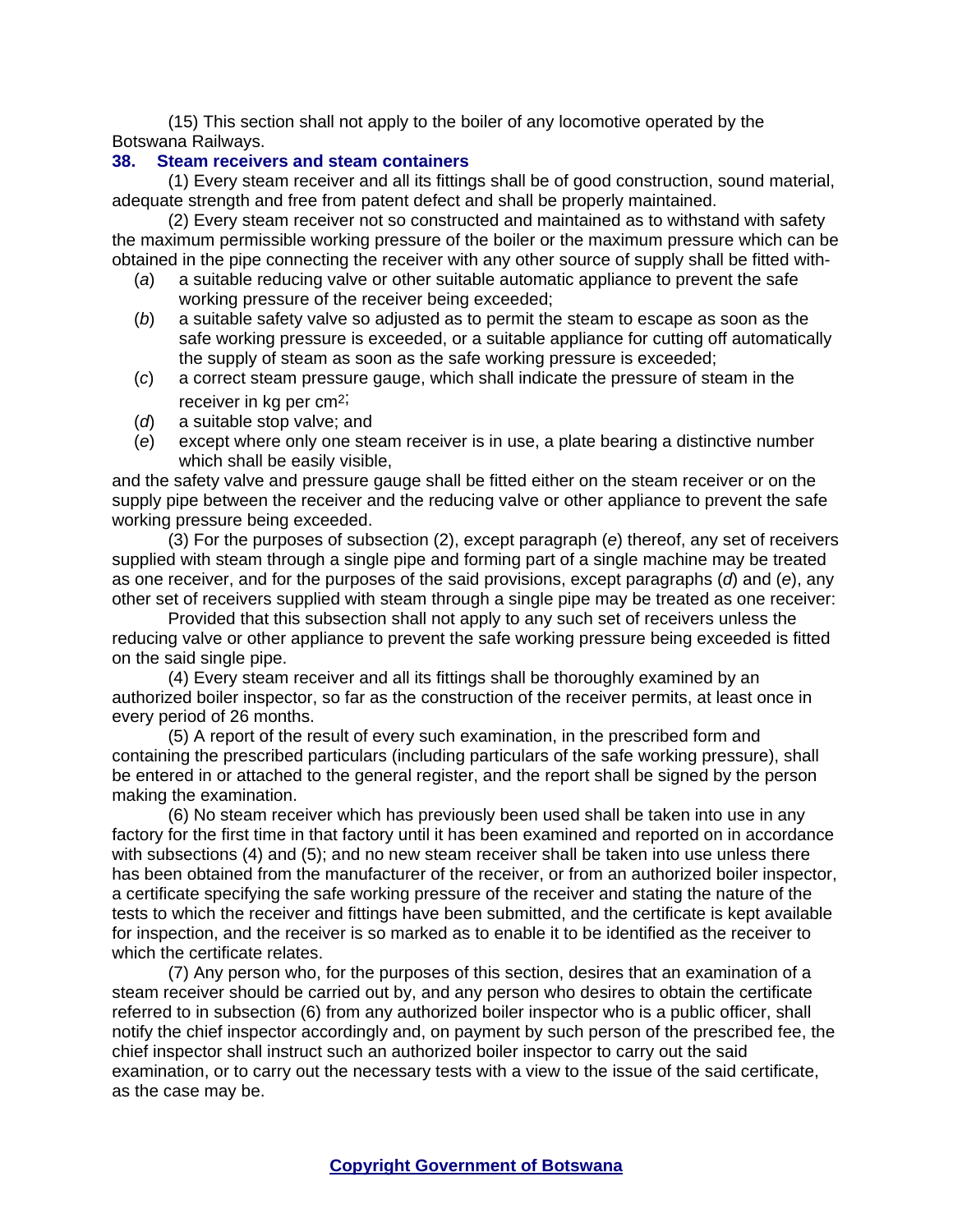(15) This section shall not apply to the boiler of any locomotive operated by the Botswana Railways.

### 38. Steam receivers and steam containers

(1) Every steam receiver and all its fittings shall be of good construction, sound material, adequate strength and free from patent defect and shall be properly maintained.

(2) Every steam receiver not so constructed and maintained as to withstand with safety the maximum permissible working pressure of the boiler or the maximum pressure which can be obtained in the pipe connecting the receiver with any other source of supply shall be fitted with-

- (*a*) a suitable reducing valve or other suitable automatic appliance to prevent the safe working pressure of the receiver being exceeded;
- (*b*) a suitable safety valve so adjusted as to permit the steam to escape as soon as the safe working pressure is exceeded, or a suitable appliance for cutting off automatically the supply of steam as soon as the safe working pressure is exceeded;
- (*c*) a correct steam pressure gauge, which shall indicate the pressure of steam in the receiver in kg per $cm^2$;
- (*d*) a suitable stop valve; and
- (*e*) except where only one steam receiver is in use, a plate bearing a distinctive number which shall be easily visible,

and the safety valve and pressure gauge shall be fitted either on the steam receiver or on the supply pipe between the receiver and the reducing valve or other appliance to prevent the safe working pressure being exceeded.

(3) For the purposes of subsection (2), except paragraph (*e*) thereof, any set of receivers supplied with steam through a single pipe and forming part of a single machine may be treated as one receiver, and for the purposes of the said provisions, except paragraphs (*d*) and (*e*), any other set of receivers supplied with steam through a single pipe may be treated as one receiver:

Provided that this subsection shall not apply to any such set of receivers unless the reducing valve or other appliance to prevent the safe working pressure being exceeded is fitted on the said single pipe.

(4) Every steam receiver and all its fittings shall be thoroughly examined by an authorized boiler inspector, so far as the construction of the receiver permits, at least once in every period of 26 months.

(5) A report of the result of every such examination, in the prescribed form and containing the prescribed particulars (including particulars of the safe working pressure), shall be entered in or attached to the general register, and the report shall be signed by the person making the examination.

(6) No steam receiver which has previously been used shall be taken into use in any factory for the first time in that factory until it has been examined and reported on in accordance with subsections (4) and (5); and no new steam receiver shall be taken into use unless there has been obtained from the manufacturer of the receiver, or from an authorized boiler inspector, a certificate specifying the safe working pressure of the receiver and stating the nature of the tests to which the receiver and fittings have been submitted, and the certificate is kept available for inspection, and the receiver is so marked as to enable it to be identified as the receiver to which the certificate relates.

(7) Any person who, for the purposes of this section, desires that an examination of a steam receiver should be carried out by, and any person who desires to obtain the certificate referred to in subsection (6) from any authorized boiler inspector who is a public officer, shall notify the chief inspector accordingly and, on payment by such person of the prescribed fee, the chief inspector shall instruct such an authorized boiler inspector to carry out the said examination, or to carry out the necessary tests with a view to the issue of the said certificate, as the case may be.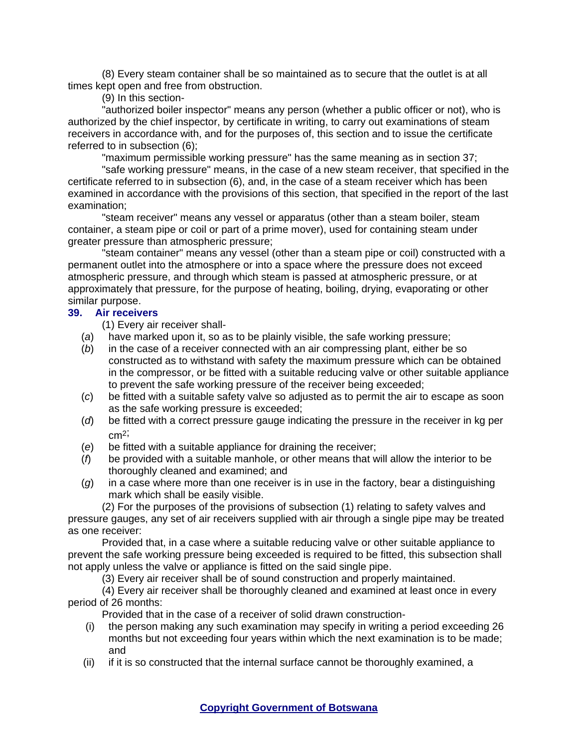(8) Every steam container shall be so maintained as to secure that the outlet is at all times kept open and free from obstruction.

(9) In this section-

"authorized boiler inspector" means any person (whether a public officer or not), who is authorized by the chief inspector, by certificate in writing, to carry out examinations of steam receivers in accordance with, and for the purposes of, this section and to issue the certificate referred to in subsection (6);

"maximum permissible working pressure" has the same meaning as in section 37;

"safe working pressure" means, in the case of a new steam receiver, that specified in the certificate referred to in subsection (6), and, in the case of a steam receiver which has been examined in accordance with the provisions of this section, that specified in the report of the last examination;

"steam receiver" means any vessel or apparatus (other than a steam boiler, steam container, a steam pipe or coil or part of a prime mover), used for containing steam under greater pressure than atmospheric pressure;

"steam container" means any vessel (other than a steam pipe or coil) constructed with a permanent outlet into the atmosphere or into a space where the pressure does not exceed atmospheric pressure, and through which steam is passed at atmospheric pressure, or at approximately that pressure, for the purpose of heating, boiling, drying, evaporating or other similar purpose.

**39. Air receivers**

(1) Every air receiver shall-

(*a*) have marked upon it, so as to be plainly visible, the safe working pressure;

(*b*) in the case of a receiver connected with an air compressing plant, either be so constructed as to withstand with safety the maximum pressure which can be obtained in the compressor, or be fitted with a suitable reducing valve or other suitable appliance to prevent the safe working pressure of the receiver being exceeded;

(*c*) be fitted with a suitable safety valve so adjusted as to permit the air to escape as soon as the safe working pressure is exceeded;

(*d*) be fitted with a correct pressure gauge indicating the pressure in the receiver in kg per $cm^2$;

(*e*) be fitted with a suitable appliance for draining the receiver;

(*f*) be provided with a suitable manhole, or other means that will allow the interior to be thoroughly cleaned and examined; and

(*g*) in a case where more than one receiver is in use in the factory, bear a distinguishing mark which shall be easily visible.

(2) For the purposes of the provisions of subsection (1) relating to safety valves and pressure gauges, any set of air receivers supplied with air through a single pipe may be treated as one receiver:

Provided that, in a case where a suitable reducing valve or other suitable appliance to prevent the safe working pressure being exceeded is required to be fitted, this subsection shall not apply unless the valve or appliance is fitted on the said single pipe.

(3) Every air receiver shall be of sound construction and properly maintained.

(4) Every air receiver shall be thoroughly cleaned and examined at least once in every period of 26 months:

Provided that in the case of a receiver of solid drawn construction-

(i) the person making any such examination may specify in writing a period exceeding 26 months but not exceeding four years within which the next examination is to be made; and

(ii) if it is so constructed that the internal surface cannot be thoroughly examined, a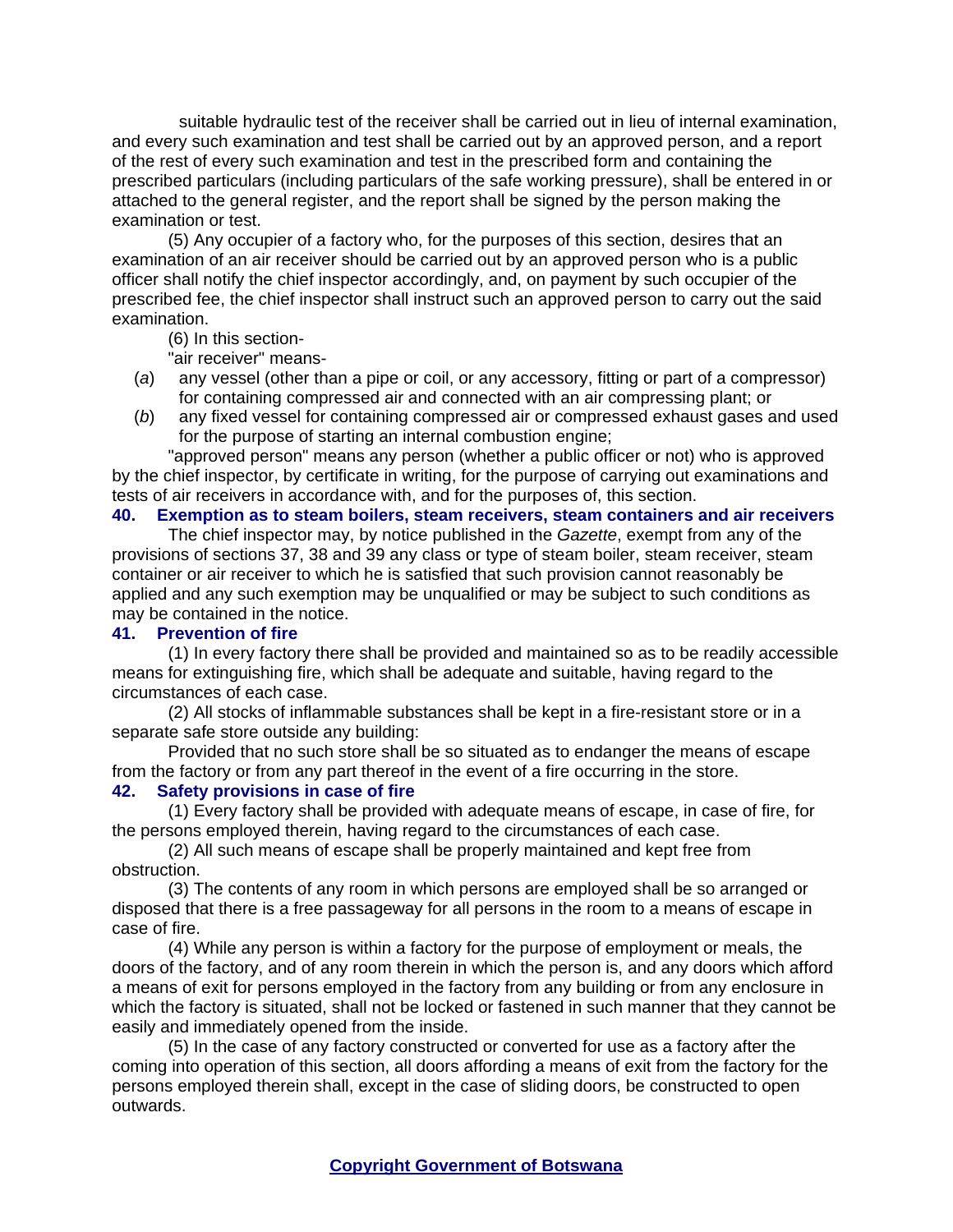suitable hydraulic test of the receiver shall be carried out in lieu of internal examination, and every such examination and test shall be carried out by an approved person, and a report of the rest of every such examination and test in the prescribed form and containing the prescribed particulars (including particulars of the safe working pressure), shall be entered in or attached to the general register, and the report shall be signed by the person making the examination or test.

(5) Any occupier of a factory who, for the purposes of this section, desires that an examination of an air receiver should be carried out by an approved person who is a public officer shall notify the chief inspector accordingly, and, on payment by such occupier of the prescribed fee, the chief inspector shall instruct such an approved person to carry out the said examination.

(6) In this section-

"air receiver" means-

(*a*) any vessel (other than a pipe or coil, or any accessory, fitting or part of a compressor) for containing compressed air and connected with an air compressing plant; or

(*b*) any fixed vessel for containing compressed air or compressed exhaust gases and used for the purpose of starting an internal combustion engine;

"approved person" means any person (whether a public officer or not) who is approved by the chief inspector, by certificate in writing, for the purpose of carrying out examinations and tests of air receivers in accordance with, and for the purposes of, this section.

**40. Exemption as to steam boilers, steam receivers, steam containers and air receivers**

The chief inspector may, by notice published in the *Gazette*, exempt from any of the provisions of sections 37, 38 and 39 any class or type of steam boiler, steam receiver, steam container or air receiver to which he is satisfied that such provision cannot reasonably be applied and any such exemption may be unqualified or may be subject to such conditions as may be contained in the notice.

**41. Prevention of fire**

(1) In every factory there shall be provided and maintained so as to be readily accessible means for extinguishing fire, which shall be adequate and suitable, having regard to the circumstances of each case.

(2) All stocks of inflammable substances shall be kept in a fire-resistant store or in a separate safe store outside any building:

Provided that no such store shall be so situated as to endanger the means of escape from the factory or from any part thereof in the event of a fire occurring in the store.

**42. Safety provisions in case of fire**

(1) Every factory shall be provided with adequate means of escape, in case of fire, for the persons employed therein, having regard to the circumstances of each case.

(2) All such means of escape shall be properly maintained and kept free from obstruction.

(3) The contents of any room in which persons are employed shall be so arranged or disposed that there is a free passageway for all persons in the room to a means of escape in case of fire.

(4) While any person is within a factory for the purpose of employment or meals, the doors of the factory, and of any room therein in which the person is, and any doors which afford a means of exit for persons employed in the factory from any building or from any enclosure in which the factory is situated, shall not be locked or fastened in such manner that they cannot be easily and immediately opened from the inside.

(5) In the case of any factory constructed or converted for use as a factory after the coming into operation of this section, all doors affording a means of exit from the factory for the persons employed therein shall, except in the case of sliding doors, be constructed to open outwards.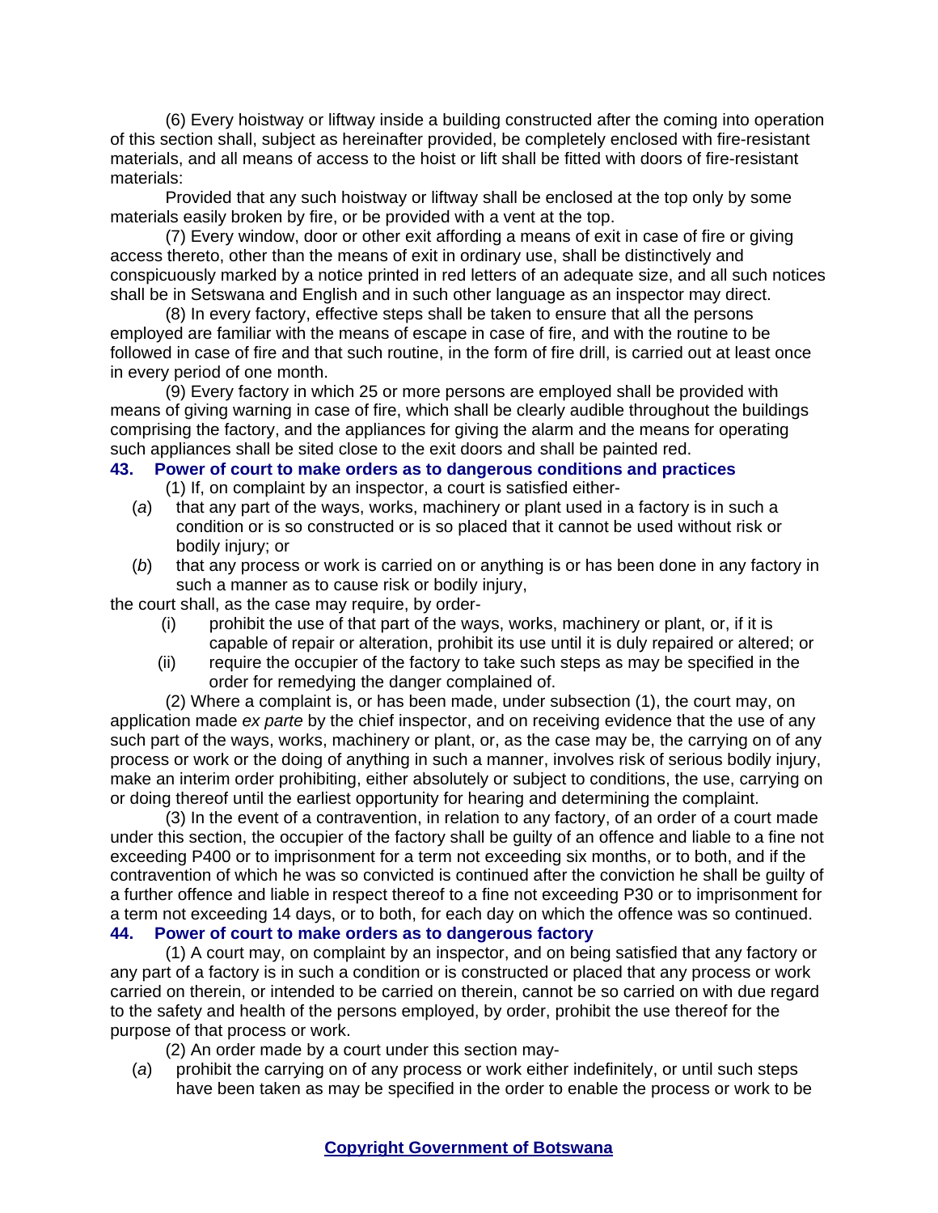(6) Every hoistway or liftway inside a building constructed after the coming into operation of this section shall, subject as hereinafter provided, be completely enclosed with fire-resistant materials, and all means of access to the hoist or lift shall be fitted with doors of fire-resistant materials:

Provided that any such hoistway or liftway shall be enclosed at the top only by some materials easily broken by fire, or be provided with a vent at the top.

(7) Every window, door or other exit affording a means of exit in case of fire or giving access thereto, other than the means of exit in ordinary use, shall be distinctively and conspicuously marked by a notice printed in red letters of an adequate size, and all such notices shall be in Setswana and English and in such other language as an inspector may direct.

(8) In every factory, effective steps shall be taken to ensure that all the persons employed are familiar with the means of escape in case of fire, and with the routine to be followed in case of fire and that such routine, in the form of fire drill, is carried out at least once in every period of one month.

(9) Every factory in which 25 or more persons are employed shall be provided with means of giving warning in case of fire, which shall be clearly audible throughout the buildings comprising the factory, and the appliances for giving the alarm and the means for operating such appliances shall be sited close to the exit doors and shall be painted red.

### 43. Power of court to make orders as to dangerous conditions and practices

(1) If, on complaint by an inspector, a court is satisfied either-

(*a*) that any part of the ways, works, machinery or plant used in a factory is in such a condition or is so constructed or is so placed that it cannot be used without risk or bodily injury; or

(*b*) that any process or work is carried on or anything is or has been done in any factory in such a manner as to cause risk or bodily injury,

the court shall, as the case may require, by order-

(i) prohibit the use of that part of the ways, works, machinery or plant, or, if it is capable of repair or alteration, prohibit its use until it is duly repaired or altered; or

(ii) require the occupier of the factory to take such steps as may be specified in the order for remedying the danger complained of.

(2) Where a complaint is, or has been made, under subsection (1), the court may, on application made *ex parte* by the chief inspector, and on receiving evidence that the use of any such part of the ways, works, machinery or plant, or, as the case may be, the carrying on of any process or work or the doing of anything in such a manner, involves risk of serious bodily injury, make an interim order prohibiting, either absolutely or subject to conditions, the use, carrying on or doing thereof until the earliest opportunity for hearing and determining the complaint.

(3) In the event of a contravention, in relation to any factory, of an order of a court made under this section, the occupier of the factory shall be guilty of an offence and liable to a fine not exceeding P400 or to imprisonment for a term not exceeding six months, or to both, and if the contravention of which he was so convicted is continued after the conviction he shall be guilty of a further offence and liable in respect thereof to a fine not exceeding P30 or to imprisonment for a term not exceeding 14 days, or to both, for each day on which the offence was so continued.

### 44. Power of court to make orders as to dangerous factory

(1) A court may, on complaint by an inspector, and on being satisfied that any factory or any part of a factory is in such a condition or is constructed or placed that any process or work carried on therein, or intended to be carried on therein, cannot be so carried on with due regard to the safety and health of the persons employed, by order, prohibit the use thereof for the purpose of that process or work.

(2) An order made by a court under this section may-

(*a*) prohibit the carrying on of any process or work either indefinitely, or until such steps have been taken as may be specified in the order to enable the process or work to be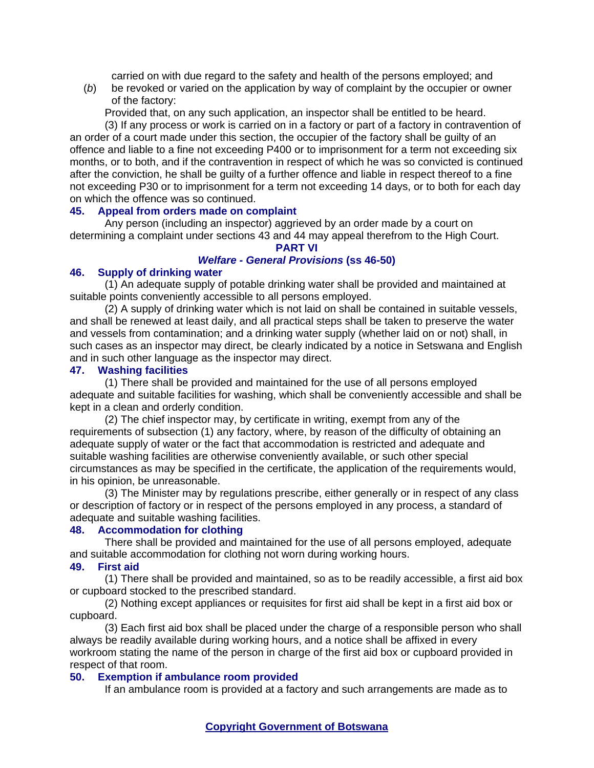carried on with due regard to the safety and health of the persons employed; and

(*b*) be revoked or varied on the application by way of complaint by the occupier or owner of the factory:

Provided that, on any such application, an inspector shall be entitled to be heard.

(3) If any process or work is carried on in a factory or part of a factory in contravention of an order of a court made under this section, the occupier of the factory shall be guilty of an offence and liable to a fine not exceeding P400 or to imprisonment for a term not exceeding six months, or to both, and if the contravention in respect of which he was so convicted is continued after the conviction, he shall be guilty of a further offence and liable in respect thereof to a fine not exceeding P30 or to imprisonment for a term not exceeding 14 days, or to both for each day on which the offence was so continued.

### 45. Appeal from orders made on complaint

Any person (including an inspector) aggrieved by an order made by a court on determining a complaint under sections 43 and 44 may appeal therefrom to the High Court.

## PART VI
## *Welfare - General Provisions* (ss 46-50)

### 46. Supply of drinking water

(1) An adequate supply of potable drinking water shall be provided and maintained at suitable points conveniently accessible to all persons employed.

(2) A supply of drinking water which is not laid on shall be contained in suitable vessels, and shall be renewed at least daily, and all practical steps shall be taken to preserve the water and vessels from contamination; and a drinking water supply (whether laid on or not) shall, in such cases as an inspector may direct, be clearly indicated by a notice in Setswana and English and in such other language as the inspector may direct.

### 47. Washing facilities

(1) There shall be provided and maintained for the use of all persons employed adequate and suitable facilities for washing, which shall be conveniently accessible and shall be kept in a clean and orderly condition.

(2) The chief inspector may, by certificate in writing, exempt from any of the requirements of subsection (1) any factory, where, by reason of the difficulty of obtaining an adequate supply of water or the fact that accommodation is restricted and adequate and suitable washing facilities are otherwise conveniently available, or such other special circumstances as may be specified in the certificate, the application of the requirements would, in his opinion, be unreasonable.

(3) The Minister may by regulations prescribe, either generally or in respect of any class or description of factory or in respect of the persons employed in any process, a standard of adequate and suitable washing facilities.

### 48. Accommodation for clothing

There shall be provided and maintained for the use of all persons employed, adequate and suitable accommodation for clothing not worn during working hours.

### 49. First aid

(1) There shall be provided and maintained, so as to be readily accessible, a first aid box or cupboard stocked to the prescribed standard.

(2) Nothing except appliances or requisites for first aid shall be kept in a first aid box or cupboard.

(3) Each first aid box shall be placed under the charge of a responsible person who shall always be readily available during working hours, and a notice shall be affixed in every workroom stating the name of the person in charge of the first aid box or cupboard provided in respect of that room.

### 50. Exemption if ambulance room provided

If an ambulance room is provided at a factory and such arrangements are made as to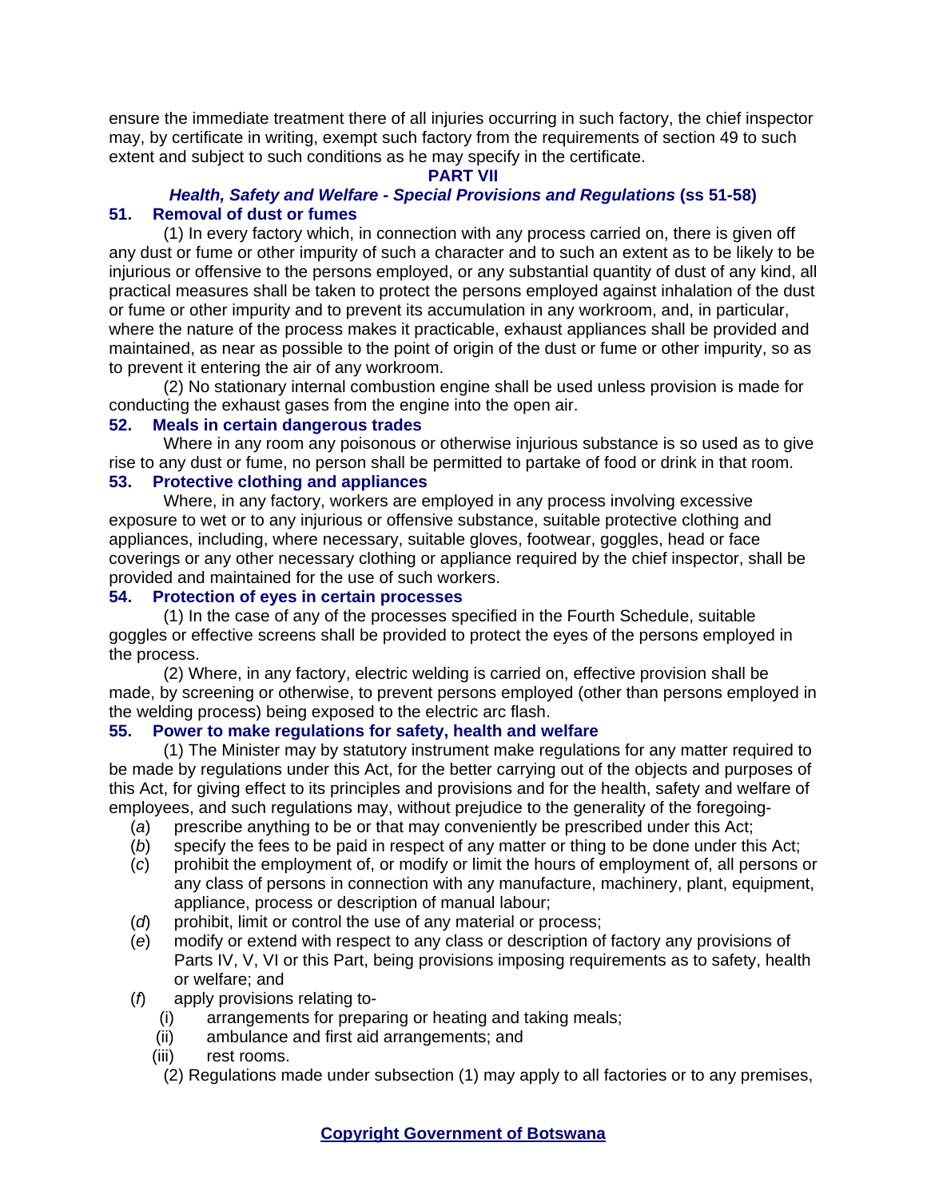ensure the immediate treatment there of all injuries occurring in such factory, the chief inspector may, by certificate in writing, exempt such factory from the requirements of section 49 to such extent and subject to such conditions as he may specify in the certificate.

## PART VII

### *Health, Safety and Welfare - Special Provisions and Regulations* (ss 51-58)

**51. Removal of dust or fumes**

(1) In every factory which, in connection with any process carried on, there is given off any dust or fume or other impurity of such a character and to such an extent as to be likely to be injurious or offensive to the persons employed, or any substantial quantity of dust of any kind, all practical measures shall be taken to protect the persons employed against inhalation of the dust or fume or other impurity and to prevent its accumulation in any workroom, and, in particular, where the nature of the process makes it practicable, exhaust appliances shall be provided and maintained, as near as possible to the point of origin of the dust or fume or other impurity, so as to prevent it entering the air of any workroom.

(2) No stationary internal combustion engine shall be used unless provision is made for conducting the exhaust gases from the engine into the open air.

**52. Meals in certain dangerous trades**

Where in any room any poisonous or otherwise injurious substance is so used as to give rise to any dust or fume, no person shall be permitted to partake of food or drink in that room.

**53. Protective clothing and appliances**

Where, in any factory, workers are employed in any process involving excessive exposure to wet or to any injurious or offensive substance, suitable protective clothing and appliances, including, where necessary, suitable gloves, footwear, goggles, head or face coverings or any other necessary clothing or appliance required by the chief inspector, shall be provided and maintained for the use of such workers.

**54. Protection of eyes in certain processes**

(1) In the case of any of the processes specified in the Fourth Schedule, suitable goggles or effective screens shall be provided to protect the eyes of the persons employed in the process.

(2) Where, in any factory, electric welding is carried on, effective provision shall be made, by screening or otherwise, to prevent persons employed (other than persons employed in the welding process) being exposed to the electric arc flash.

**55. Power to make regulations for safety, health and welfare**

(1) The Minister may by statutory instrument make regulations for any matter required to be made by regulations under this Act, for the better carrying out of the objects and purposes of this Act, for giving effect to its principles and provisions and for the health, safety and welfare of employees, and such regulations may, without prejudice to the generality of the foregoing-

(*a*) prescribe anything to be or that may conveniently be prescribed under this Act;

(*b*) specify the fees to be paid in respect of any matter or thing to be done under this Act;

(*c*) prohibit the employment of, or modify or limit the hours of employment of, all persons or any class of persons in connection with any manufacture, machinery, plant, equipment, appliance, process or description of manual labour;

(*d*) prohibit, limit or control the use of any material or process;

(*e*) modify or extend with respect to any class or description of factory any provisions of Parts IV, V, VI or this Part, being provisions imposing requirements as to safety, health or welfare; and

(*f*) apply provisions relating to-

(i) arrangements for preparing or heating and taking meals;

(ii) ambulance and first aid arrangements; and

(iii) rest rooms.

(2) Regulations made under subsection (1) may apply to all factories or to any premises,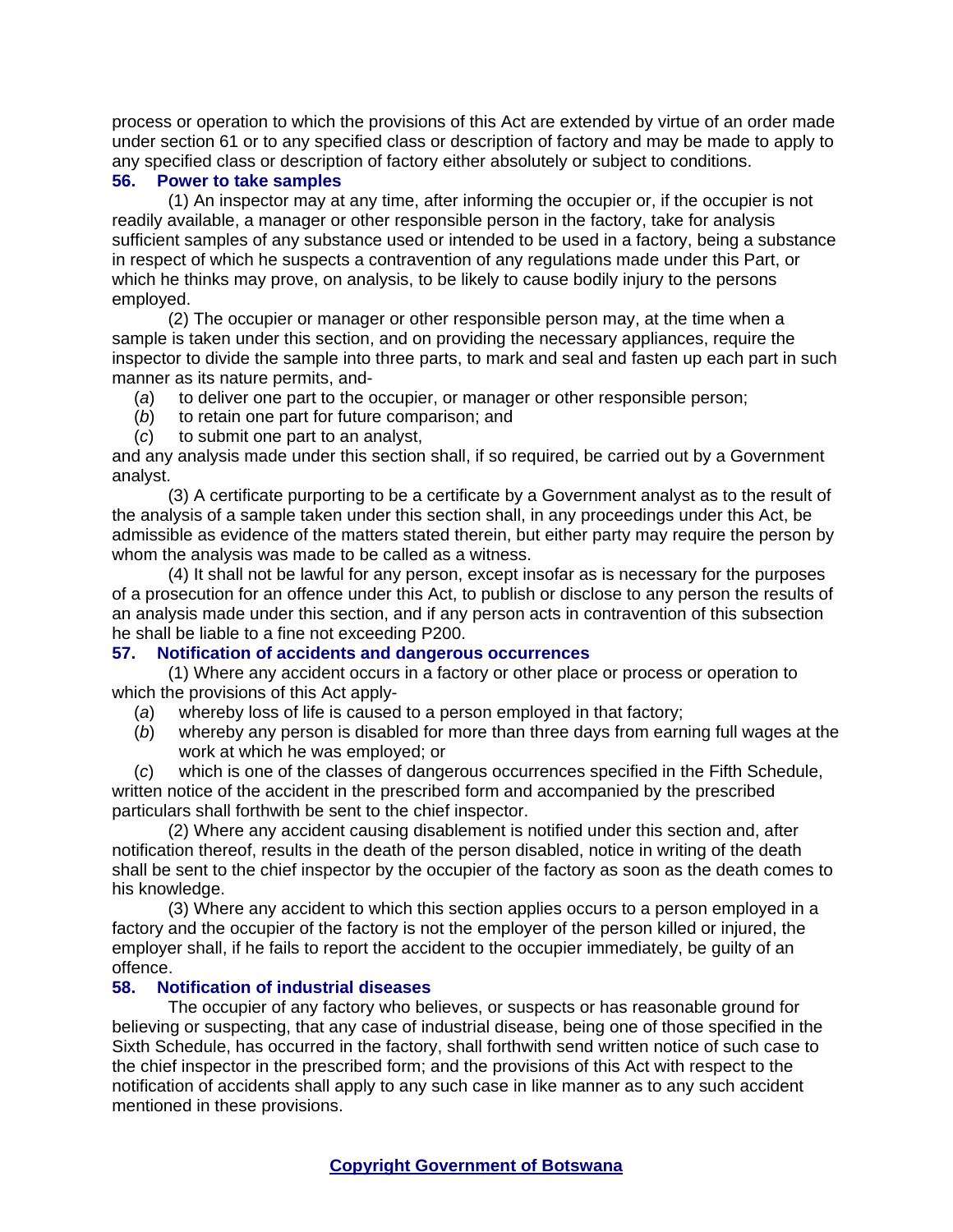process or operation to which the provisions of this Act are extended by virtue of an order made under section 61 or to any specified class or description of factory and may be made to apply to any specified class or description of factory either absolutely or subject to conditions.

### 56. Power to take samples

(1) An inspector may at any time, after informing the occupier or, if the occupier is not readily available, a manager or other responsible person in the factory, take for analysis sufficient samples of any substance used or intended to be used in a factory, being a substance in respect of which he suspects a contravention of any regulations made under this Part, or which he thinks may prove, on analysis, to be likely to cause bodily injury to the persons employed.

(2) The occupier or manager or other responsible person may, at the time when a sample is taken under this section, and on providing the necessary appliances, require the inspector to divide the sample into three parts, to mark and seal and fasten up each part in such manner as its nature permits, and-

(*a*) to deliver one part to the occupier, or manager or other responsible person;

(*b*) to retain one part for future comparison; and

(*c*) to submit one part to an analyst,

and any analysis made under this section shall, if so required, be carried out by a Government analyst.

(3) A certificate purporting to be a certificate by a Government analyst as to the result of the analysis of a sample taken under this section shall, in any proceedings under this Act, be admissible as evidence of the matters stated therein, but either party may require the person by whom the analysis was made to be called as a witness.

(4) It shall not be lawful for any person, except insofar as is necessary for the purposes of a prosecution for an offence under this Act, to publish or disclose to any person the results of an analysis made under this section, and if any person acts in contravention of this subsection he shall be liable to a fine not exceeding P200.

### 57. Notification of accidents and dangerous occurrences

(1) Where any accident occurs in a factory or other place or process or operation to which the provisions of this Act apply-

(*a*) whereby loss of life is caused to a person employed in that factory;

(*b*) whereby any person is disabled for more than three days from earning full wages at the work at which he was employed; or

(*c*) which is one of the classes of dangerous occurrences specified in the Fifth Schedule,

written notice of the accident in the prescribed form and accompanied by the prescribed particulars shall forthwith be sent to the chief inspector.

(2) Where any accident causing disablement is notified under this section and, after notification thereof, results in the death of the person disabled, notice in writing of the death shall be sent to the chief inspector by the occupier of the factory as soon as the death comes to his knowledge.

(3) Where any accident to which this section applies occurs to a person employed in a factory and the occupier of the factory is not the employer of the person killed or injured, the employer shall, if he fails to report the accident to the occupier immediately, be guilty of an offence.

### 58. Notification of industrial diseases

The occupier of any factory who believes, or suspects or has reasonable ground for believing or suspecting, that any case of industrial disease, being one of those specified in the Sixth Schedule, has occurred in the factory, shall forthwith send written notice of such case to the chief inspector in the prescribed form; and the provisions of this Act with respect to the notification of accidents shall apply to any such case in like manner as to any such accident mentioned in these provisions.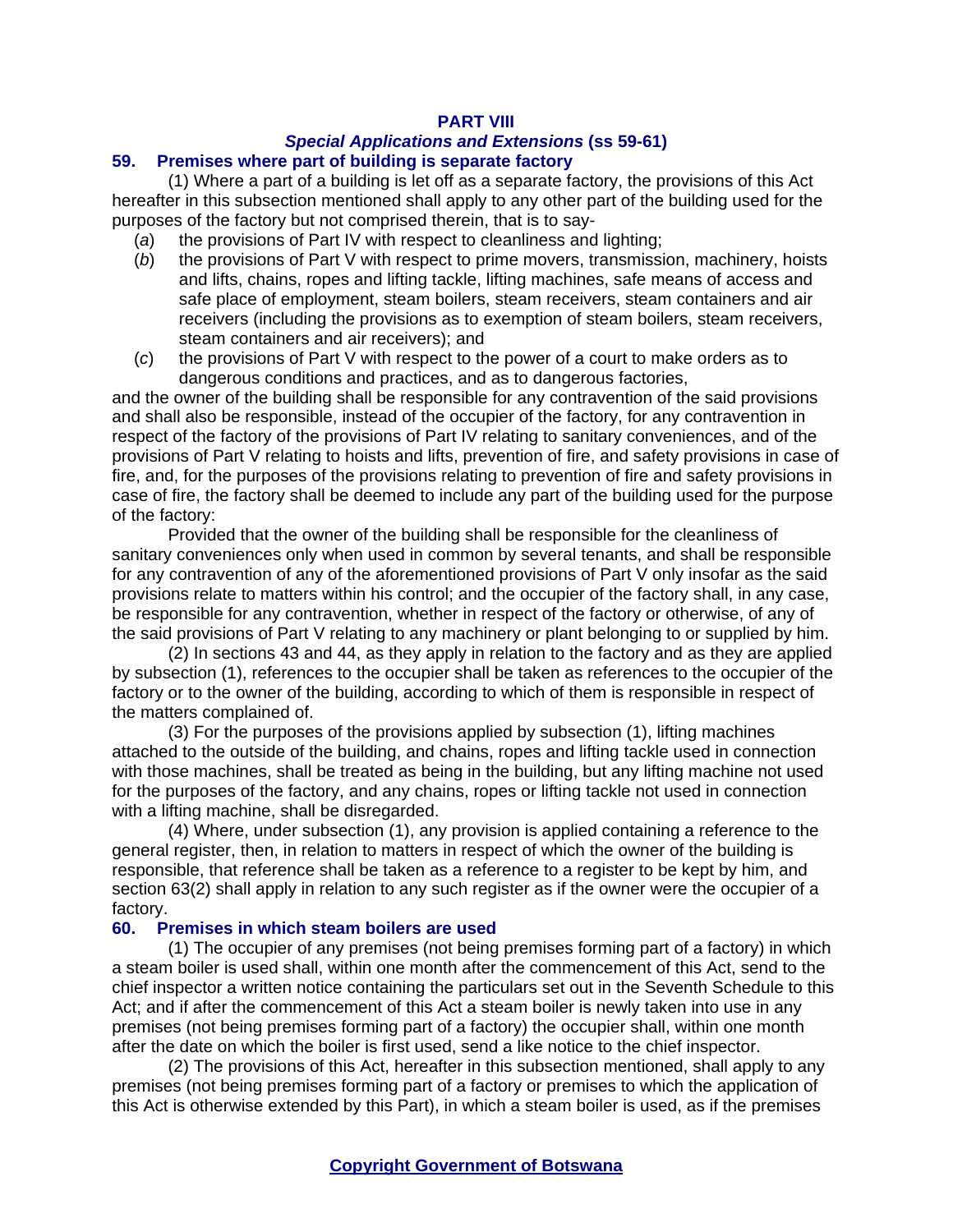## PART VIII
### *Special Applications and Extensions* (ss 59-61)

**59. Premises where part of building is separate factory**

(1) Where a part of a building is let off as a separate factory, the provisions of this Act hereafter in this subsection mentioned shall apply to any other part of the building used for the purposes of the factory but not comprised therein, that is to say-

(*a*) the provisions of Part IV with respect to cleanliness and lighting;

(*b*) the provisions of Part V with respect to prime movers, transmission, machinery, hoists and lifts, chains, ropes and lifting tackle, lifting machines, safe means of access and safe place of employment, steam boilers, steam receivers, steam containers and air receivers (including the provisions as to exemption of steam boilers, steam receivers, steam containers and air receivers); and

(*c*) the provisions of Part V with respect to the power of a court to make orders as to dangerous conditions and practices, and as to dangerous factories,

and the owner of the building shall be responsible for any contravention of the said provisions and shall also be responsible, instead of the occupier of the factory, for any contravention in respect of the factory of the provisions of Part IV relating to sanitary conveniences, and of the provisions of Part V relating to hoists and lifts, prevention of fire, and safety provisions in case of fire, and, for the purposes of the provisions relating to prevention of fire and safety provisions in case of fire, the factory shall be deemed to include any part of the building used for the purpose of the factory:

Provided that the owner of the building shall be responsible for the cleanliness of sanitary conveniences only when used in common by several tenants, and shall be responsible for any contravention of any of the aforementioned provisions of Part V only insofar as the said provisions relate to matters within his control; and the occupier of the factory shall, in any case, be responsible for any contravention, whether in respect of the factory or otherwise, of any of the said provisions of Part V relating to any machinery or plant belonging to or supplied by him.

(2) In sections 43 and 44, as they apply in relation to the factory and as they are applied by subsection (1), references to the occupier shall be taken as references to the occupier of the factory or to the owner of the building, according to which of them is responsible in respect of the matters complained of.

(3) For the purposes of the provisions applied by subsection (1), lifting machines attached to the outside of the building, and chains, ropes and lifting tackle used in connection with those machines, shall be treated as being in the building, but any lifting machine not used for the purposes of the factory, and any chains, ropes or lifting tackle not used in connection with a lifting machine, shall be disregarded.

(4) Where, under subsection (1), any provision is applied containing a reference to the general register, then, in relation to matters in respect of which the owner of the building is responsible, that reference shall be taken as a reference to a register to be kept by him, and section 63(2) shall apply in relation to any such register as if the owner were the occupier of a factory.

**60. Premises in which steam boilers are used**

(1) The occupier of any premises (not being premises forming part of a factory) in which a steam boiler is used shall, within one month after the commencement of this Act, send to the chief inspector a written notice containing the particulars set out in the Seventh Schedule to this Act; and if after the commencement of this Act a steam boiler is newly taken into use in any premises (not being premises forming part of a factory) the occupier shall, within one month after the date on which the boiler is first used, send a like notice to the chief inspector.

(2) The provisions of this Act, hereafter in this subsection mentioned, shall apply to any premises (not being premises forming part of a factory or premises to which the application of this Act is otherwise extended by this Part), in which a steam boiler is used, as if the premises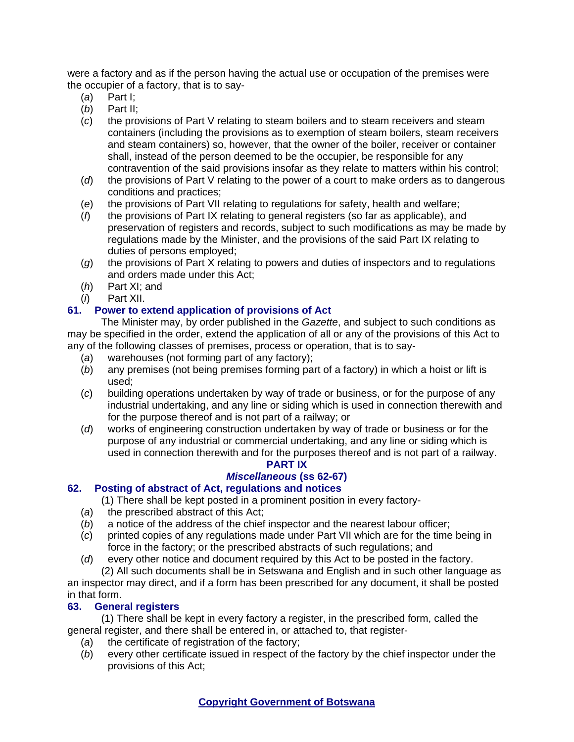were a factory and as if the person having the actual use or occupation of the premises were the occupier of a factory, that is to say-

(*a*) Part I;

(*b*) Part II;

(*c*) the provisions of Part V relating to steam boilers and to steam receivers and steam containers (including the provisions as to exemption of steam boilers, steam receivers and steam containers) so, however, that the owner of the boiler, receiver or container shall, instead of the person deemed to be the occupier, be responsible for any contravention of the said provisions insofar as they relate to matters within his control;

(*d*) the provisions of Part V relating to the power of a court to make orders as to dangerous conditions and practices;

(*e*) the provisions of Part VII relating to regulations for safety, health and welfare;

(*f*) the provisions of Part IX relating to general registers (so far as applicable), and preservation of registers and records, subject to such modifications as may be made by regulations made by the Minister, and the provisions of the said Part IX relating to duties of persons employed;

(*g*) the provisions of Part X relating to powers and duties of inspectors and to regulations and orders made under this Act;

(*h*) Part XI; and

(*i*) Part XII.

### 61. Power to extend application of provisions of Act

The Minister may, by order published in the *Gazette*, and subject to such conditions as may be specified in the order, extend the application of all or any of the provisions of this Act to any of the following classes of premises, process or operation, that is to say-

(*a*) warehouses (not forming part of any factory);

(*b*) any premises (not being premises forming part of a factory) in which a hoist or lift is used;

(*c*) building operations undertaken by way of trade or business, or for the purpose of any industrial undertaking, and any line or siding which is used in connection therewith and for the purpose thereof and is not part of a railway; or

(*d*) works of engineering construction undertaken by way of trade or business or for the purpose of any industrial or commercial undertaking, and any line or siding which is used in connection therewith and for the purposes thereof and is not part of a railway.

## PART IX
## *Miscellaneous* (ss 62-67)

### 62. Posting of abstract of Act, regulations and notices

(1) There shall be kept posted in a prominent position in every factory-

(*a*) the prescribed abstract of this Act;

(*b*) a notice of the address of the chief inspector and the nearest labour officer;

(*c*) printed copies of any regulations made under Part VII which are for the time being in force in the factory; or the prescribed abstracts of such regulations; and

(*d*) every other notice and document required by this Act to be posted in the factory.

(2) All such documents shall be in Setswana and English and in such other language as an inspector may direct, and if a form has been prescribed for any document, it shall be posted in that form.

### 63. General registers

(1) There shall be kept in every factory a register, in the prescribed form, called the general register, and there shall be entered in, or attached to, that register-

(*a*) the certificate of registration of the factory;

(*b*) every other certificate issued in respect of the factory by the chief inspector under the provisions of this Act;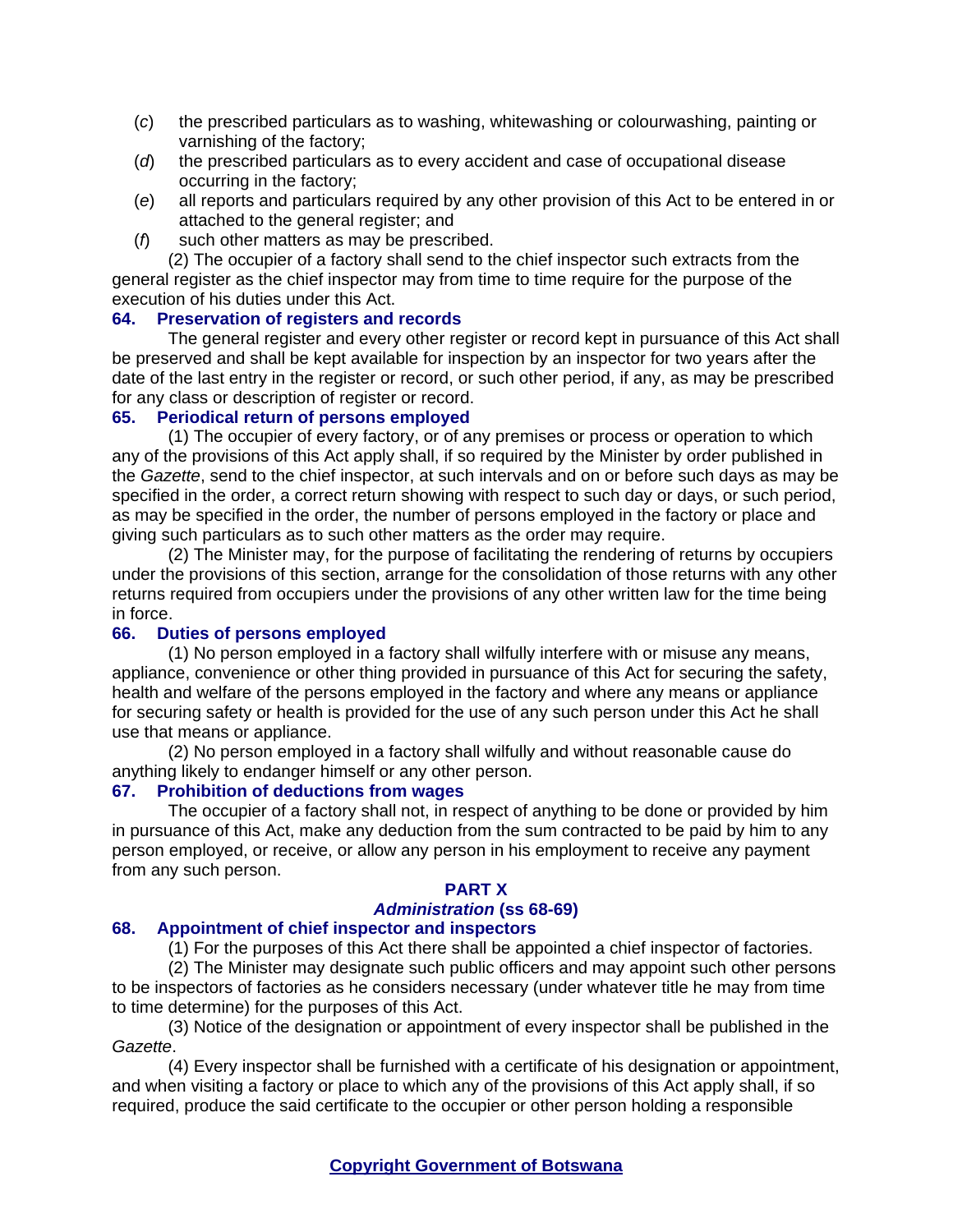(*c*) the prescribed particulars as to washing, whitewashing or colourwashing, painting or varnishing of the factory;

(*d*) the prescribed particulars as to every accident and case of occupational disease occurring in the factory;

(*e*) all reports and particulars required by any other provision of this Act to be entered in or attached to the general register; and

(*f*) such other matters as may be prescribed.

(2) The occupier of a factory shall send to the chief inspector such extracts from the general register as the chief inspector may from time to time require for the purpose of the execution of his duties under this Act.

**64. Preservation of registers and records**

The general register and every other register or record kept in pursuance of this Act shall be preserved and shall be kept available for inspection by an inspector for two years after the date of the last entry in the register or record, or such other period, if any, as may be prescribed for any class or description of register or record.

**65. Periodical return of persons employed**

(1) The occupier of every factory, or of any premises or process or operation to which any of the provisions of this Act apply shall, if so required by the Minister by order published in the *Gazette*, send to the chief inspector, at such intervals and on or before such days as may be specified in the order, a correct return showing with respect to such day or days, or such period, as may be specified in the order, the number of persons employed in the factory or place and giving such particulars as to such other matters as the order may require.

(2) The Minister may, for the purpose of facilitating the rendering of returns by occupiers under the provisions of this section, arrange for the consolidation of those returns with any other returns required from occupiers under the provisions of any other written law for the time being in force.

**66. Duties of persons employed**

(1) No person employed in a factory shall wilfully interfere with or misuse any means, appliance, convenience or other thing provided in pursuance of this Act for securing the safety, health and welfare of the persons employed in the factory and where any means or appliance for securing safety or health is provided for the use of any such person under this Act he shall use that means or appliance.

(2) No person employed in a factory shall wilfully and without reasonable cause do anything likely to endanger himself or any other person.

**67. Prohibition of deductions from wages**

The occupier of a factory shall not, in respect of anything to be done or provided by him in pursuance of this Act, make any deduction from the sum contracted to be paid by him to any person employed, or receive, or allow any person in his employment to receive any payment from any such person.

## PART X
## *Administration* (ss 68-69)

**68. Appointment of chief inspector and inspectors**

(1) For the purposes of this Act there shall be appointed a chief inspector of factories.

(2) The Minister may designate such public officers and may appoint such other persons to be inspectors of factories as he considers necessary (under whatever title he may from time to time determine) for the purposes of this Act.

(3) Notice of the designation or appointment of every inspector shall be published in the *Gazette*.

(4) Every inspector shall be furnished with a certificate of his designation or appointment, and when visiting a factory or place to which any of the provisions of this Act apply shall, if so required, produce the said certificate to the occupier or other person holding a responsible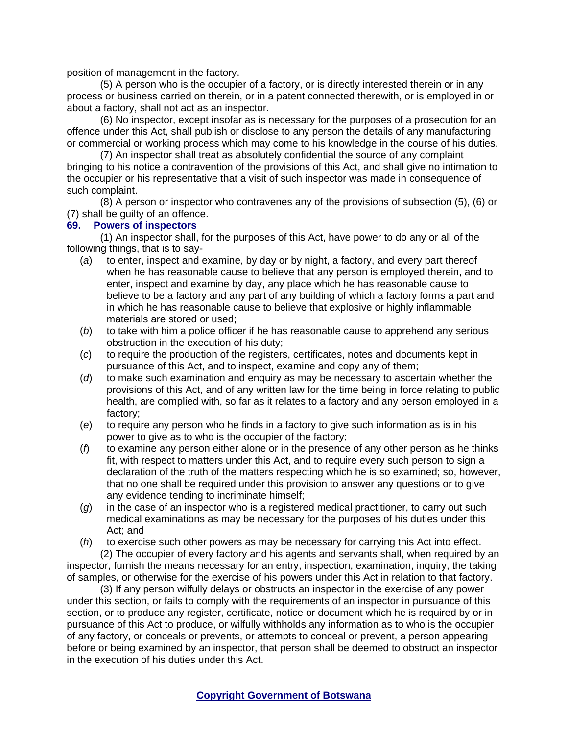position of management in the factory.

(5) A person who is the occupier of a factory, or is directly interested therein or in any process or business carried on therein, or in a patent connected therewith, or is employed in or about a factory, shall not act as an inspector.

(6) No inspector, except insofar as is necessary for the purposes of a prosecution for an offence under this Act, shall publish or disclose to any person the details of any manufacturing or commercial or working process which may come to his knowledge in the course of his duties.

(7) An inspector shall treat as absolutely confidential the source of any complaint bringing to his notice a contravention of the provisions of this Act, and shall give no intimation to the occupier or his representative that a visit of such inspector was made in consequence of such complaint.

(8) A person or inspector who contravenes any of the provisions of subsection (5), (6) or (7) shall be guilty of an offence.

**69. Powers of inspectors**

(1) An inspector shall, for the purposes of this Act, have power to do any or all of the following things, that is to say-

(*a*) to enter, inspect and examine, by day or by night, a factory, and every part thereof when he has reasonable cause to believe that any person is employed therein, and to enter, inspect and examine by day, any place which he has reasonable cause to believe to be a factory and any part of any building of which a factory forms a part and in which he has reasonable cause to believe that explosive or highly inflammable materials are stored or used;

(*b*) to take with him a police officer if he has reasonable cause to apprehend any serious obstruction in the execution of his duty;

(*c*) to require the production of the registers, certificates, notes and documents kept in pursuance of this Act, and to inspect, examine and copy any of them;

(*d*) to make such examination and enquiry as may be necessary to ascertain whether the provisions of this Act, and of any written law for the time being in force relating to public health, are complied with, so far as it relates to a factory and any person employed in a factory;

(*e*) to require any person who he finds in a factory to give such information as is in his power to give as to who is the occupier of the factory;

(*f*) to examine any person either alone or in the presence of any other person as he thinks fit, with respect to matters under this Act, and to require every such person to sign a declaration of the truth of the matters respecting which he is so examined; so, however, that no one shall be required under this provision to answer any questions or to give any evidence tending to incriminate himself;

(*g*) in the case of an inspector who is a registered medical practitioner, to carry out such medical examinations as may be necessary for the purposes of his duties under this Act; and

(*h*) to exercise such other powers as may be necessary for carrying this Act into effect.

(2) The occupier of every factory and his agents and servants shall, when required by an inspector, furnish the means necessary for an entry, inspection, examination, inquiry, the taking of samples, or otherwise for the exercise of his powers under this Act in relation to that factory.

(3) If any person wilfully delays or obstructs an inspector in the exercise of any power under this section, or fails to comply with the requirements of an inspector in pursuance of this section, or to produce any register, certificate, notice or document which he is required by or in pursuance of this Act to produce, or wilfully withholds any information as to who is the occupier of any factory, or conceals or prevents, or attempts to conceal or prevent, a person appearing before or being examined by an inspector, that person shall be deemed to obstruct an inspector in the execution of his duties under this Act.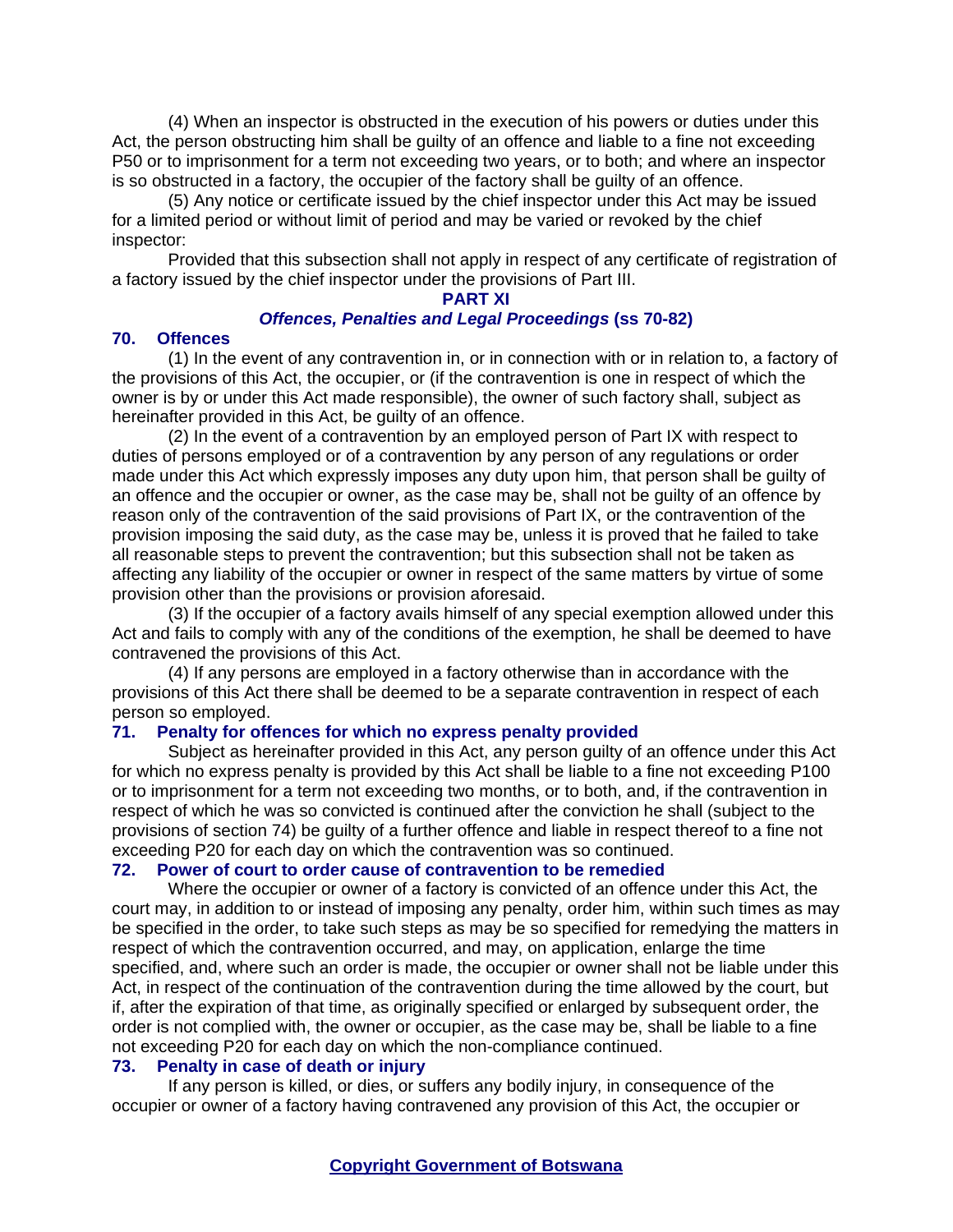(4) When an inspector is obstructed in the execution of his powers or duties under this Act, the person obstructing him shall be guilty of an offence and liable to a fine not exceeding P50 or to imprisonment for a term not exceeding two years, or to both; and where an inspector is so obstructed in a factory, the occupier of the factory shall be guilty of an offence.

(5) Any notice or certificate issued by the chief inspector under this Act may be issued for a limited period or without limit of period and may be varied or revoked by the chief inspector:

Provided that this subsection shall not apply in respect of any certificate of registration of a factory issued by the chief inspector under the provisions of Part III.

## PART XI
## *Offences, Penalties and Legal Proceedings* (ss 70-82)

### 70. Offences

(1) In the event of any contravention in, or in connection with or in relation to, a factory of the provisions of this Act, the occupier, or (if the contravention is one in respect of which the owner is by or under this Act made responsible), the owner of such factory shall, subject as hereinafter provided in this Act, be guilty of an offence.

(2) In the event of a contravention by an employed person of Part IX with respect to duties of persons employed or of a contravention by any person of any regulations or order made under this Act which expressly imposes any duty upon him, that person shall be guilty of an offence and the occupier or owner, as the case may be, shall not be guilty of an offence by reason only of the contravention of the said provisions of Part IX, or the contravention of the provision imposing the said duty, as the case may be, unless it is proved that he failed to take all reasonable steps to prevent the contravention; but this subsection shall not be taken as affecting any liability of the occupier or owner in respect of the same matters by virtue of some provision other than the provisions or provision aforesaid.

(3) If the occupier of a factory avails himself of any special exemption allowed under this Act and fails to comply with any of the conditions of the exemption, he shall be deemed to have contravened the provisions of this Act.

(4) If any persons are employed in a factory otherwise than in accordance with the provisions of this Act there shall be deemed to be a separate contravention in respect of each person so employed.

### 71. Penalty for offences for which no express penalty provided

Subject as hereinafter provided in this Act, any person guilty of an offence under this Act for which no express penalty is provided by this Act shall be liable to a fine not exceeding P100 or to imprisonment for a term not exceeding two months, or to both, and, if the contravention in respect of which he was so convicted is continued after the conviction he shall (subject to the provisions of section 74) be guilty of a further offence and liable in respect thereof to a fine not exceeding P20 for each day on which the contravention was so continued.

### 72. Power of court to order cause of contravention to be remedied

Where the occupier or owner of a factory is convicted of an offence under this Act, the court may, in addition to or instead of imposing any penalty, order him, within such times as may be specified in the order, to take such steps as may be so specified for remedying the matters in respect of which the contravention occurred, and may, on application, enlarge the time specified, and, where such an order is made, the occupier or owner shall not be liable under this Act, in respect of the continuation of the contravention during the time allowed by the court, but if, after the expiration of that time, as originally specified or enlarged by subsequent order, the order is not complied with, the owner or occupier, as the case may be, shall be liable to a fine not exceeding P20 for each day on which the non-compliance continued.

### 73. Penalty in case of death or injury

If any person is killed, or dies, or suffers any bodily injury, in consequence of the occupier or owner of a factory having contravened any provision of this Act, the occupier or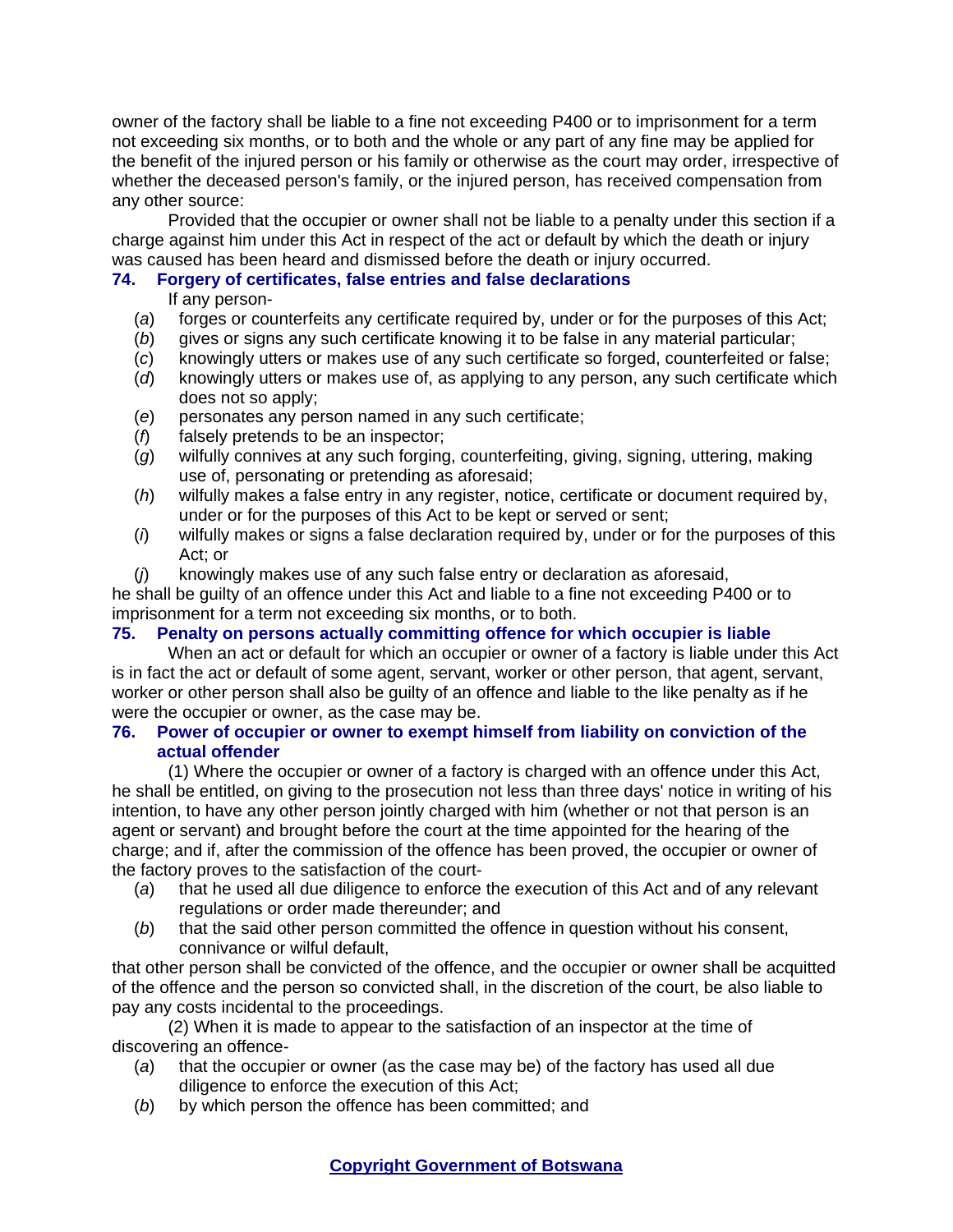owner of the factory shall be liable to a fine not exceeding P400 or to imprisonment for a term not exceeding six months, or to both and the whole or any part of any fine may be applied for the benefit of the injured person or his family or otherwise as the court may order, irrespective of whether the deceased person's family, or the injured person, has received compensation from any other source:

Provided that the occupier or owner shall not be liable to a penalty under this section if a charge against him under this Act in respect of the act or default by which the death or injury was caused has been heard and dismissed before the death or injury occurred.

### 74. Forgery of certificates, false entries and false declarations

If any person-

(*a*) forges or counterfeits any certificate required by, under or for the purposes of this Act;

(*b*) gives or signs any such certificate knowing it to be false in any material particular;

(*c*) knowingly utters or makes use of any such certificate so forged, counterfeited or false;

(*d*) knowingly utters or makes use of, as applying to any person, any such certificate which does not so apply;

(*e*) personates any person named in any such certificate;

(*f*) falsely pretends to be an inspector;

(*g*) wilfully connives at any such forging, counterfeiting, giving, signing, uttering, making use of, personating or pretending as aforesaid;

(*h*) wilfully makes a false entry in any register, notice, certificate or document required by, under or for the purposes of this Act to be kept or served or sent;

(*i*) wilfully makes or signs a false declaration required by, under or for the purposes of this Act; or

(*j*) knowingly makes use of any such false entry or declaration as aforesaid,

he shall be guilty of an offence under this Act and liable to a fine not exceeding P400 or to imprisonment for a term not exceeding six months, or to both.

### 75. Penalty on persons actually committing offence for which occupier is liable

When an act or default for which an occupier or owner of a factory is liable under this Act is in fact the act or default of some agent, servant, worker or other person, that agent, servant, worker or other person shall also be guilty of an offence and liable to the like penalty as if he were the occupier or owner, as the case may be.

### 76. Power of occupier or owner to exempt himself from liability on conviction of the actual offender

(1) Where the occupier or owner of a factory is charged with an offence under this Act, he shall be entitled, on giving to the prosecution not less than three days' notice in writing of his intention, to have any other person jointly charged with him (whether or not that person is an agent or servant) and brought before the court at the time appointed for the hearing of the charge; and if, after the commission of the offence has been proved, the occupier or owner of the factory proves to the satisfaction of the court-

(*a*) that he used all due diligence to enforce the execution of this Act and of any relevant regulations or order made thereunder; and

(*b*) that the said other person committed the offence in question without his consent, connivance or wilful default,

that other person shall be convicted of the offence, and the occupier or owner shall be acquitted of the offence and the person so convicted shall, in the discretion of the court, be also liable to pay any costs incidental to the proceedings.

(2) When it is made to appear to the satisfaction of an inspector at the time of discovering an offence-

(*a*) that the occupier or owner (as the case may be) of the factory has used all due diligence to enforce the execution of this Act;

(*b*) by which person the offence has been committed; and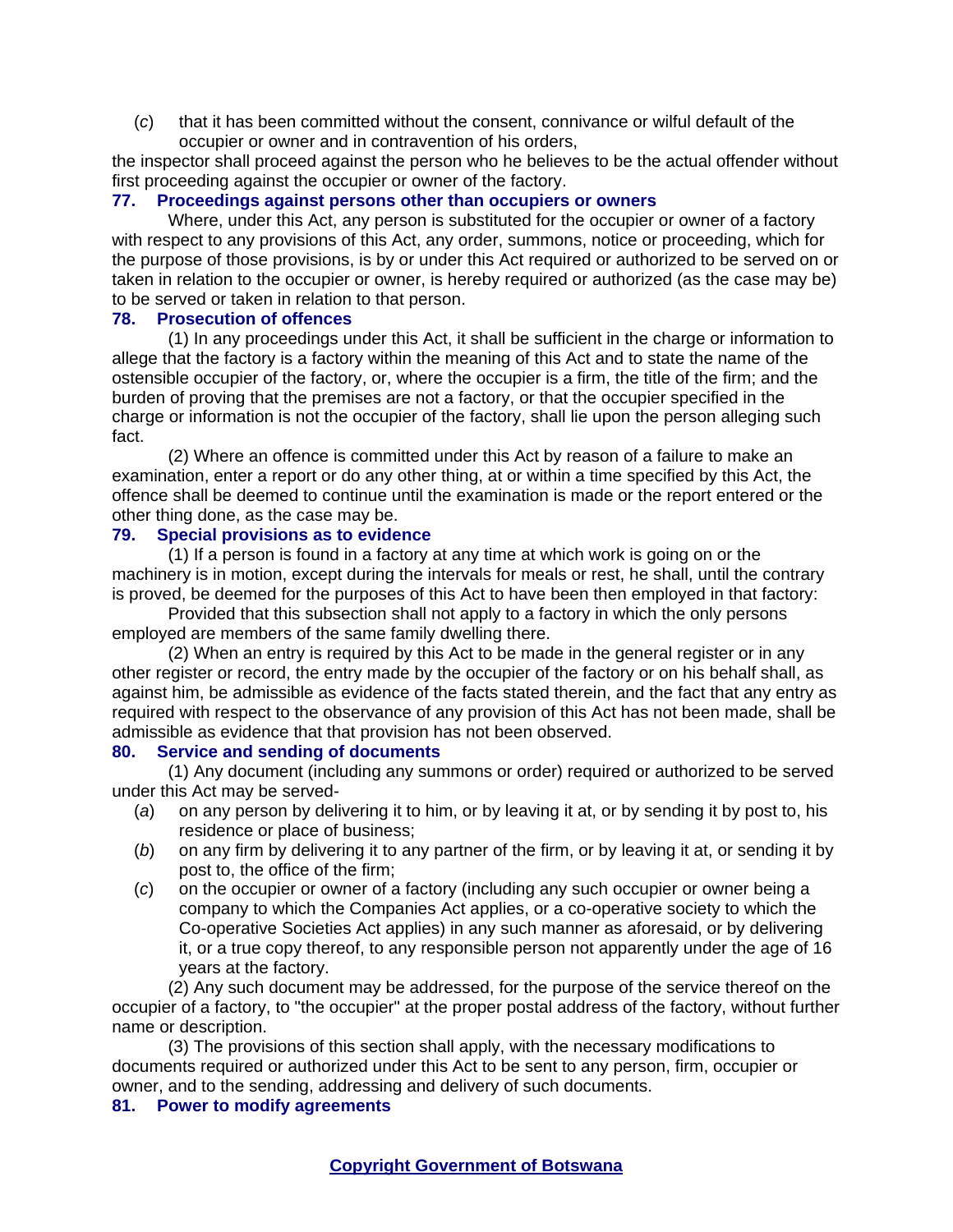(*c*) that it has been committed without the consent, connivance or wilful default of the occupier or owner and in contravention of his orders,

the inspector shall proceed against the person who he believes to be the actual offender without first proceeding against the occupier or owner of the factory.

### 77. Proceedings against persons other than occupiers or owners

Where, under this Act, any person is substituted for the occupier or owner of a factory with respect to any provisions of this Act, any order, summons, notice or proceeding, which for the purpose of those provisions, is by or under this Act required or authorized to be served on or taken in relation to the occupier or owner, is hereby required or authorized (as the case may be) to be served or taken in relation to that person.

### 78. Prosecution of offences

(1) In any proceedings under this Act, it shall be sufficient in the charge or information to allege that the factory is a factory within the meaning of this Act and to state the name of the ostensible occupier of the factory, or, where the occupier is a firm, the title of the firm; and the burden of proving that the premises are not a factory, or that the occupier specified in the charge or information is not the occupier of the factory, shall lie upon the person alleging such fact.

(2) Where an offence is committed under this Act by reason of a failure to make an examination, enter a report or do any other thing, at or within a time specified by this Act, the offence shall be deemed to continue until the examination is made or the report entered or the other thing done, as the case may be.

### 79. Special provisions as to evidence

(1) If a person is found in a factory at any time at which work is going on or the machinery is in motion, except during the intervals for meals or rest, he shall, until the contrary is proved, be deemed for the purposes of this Act to have been then employed in that factory:

Provided that this subsection shall not apply to a factory in which the only persons employed are members of the same family dwelling there.

(2) When an entry is required by this Act to be made in the general register or in any other register or record, the entry made by the occupier of the factory or on his behalf shall, as against him, be admissible as evidence of the facts stated therein, and the fact that any entry as required with respect to the observance of any provision of this Act has not been made, shall be admissible as evidence that that provision has not been observed.

### 80. Service and sending of documents

(1) Any document (including any summons or order) required or authorized to be served under this Act may be served-

(*a*) on any person by delivering it to him, or by leaving it at, or by sending it by post to, his residence or place of business;

(*b*) on any firm by delivering it to any partner of the firm, or by leaving it at, or sending it by post to, the office of the firm;

(*c*) on the occupier or owner of a factory (including any such occupier or owner being a company to which the Companies Act applies, or a co-operative society to which the Co-operative Societies Act applies) in any such manner as aforesaid, or by delivering it, or a true copy thereof, to any responsible person not apparently under the age of 16 years at the factory.

(2) Any such document may be addressed, for the purpose of the service thereof on the occupier of a factory, to "the occupier" at the proper postal address of the factory, without further name or description.

(3) The provisions of this section shall apply, with the necessary modifications to documents required or authorized under this Act to be sent to any person, firm, occupier or owner, and to the sending, addressing and delivery of such documents.

### 81. Power to modify agreements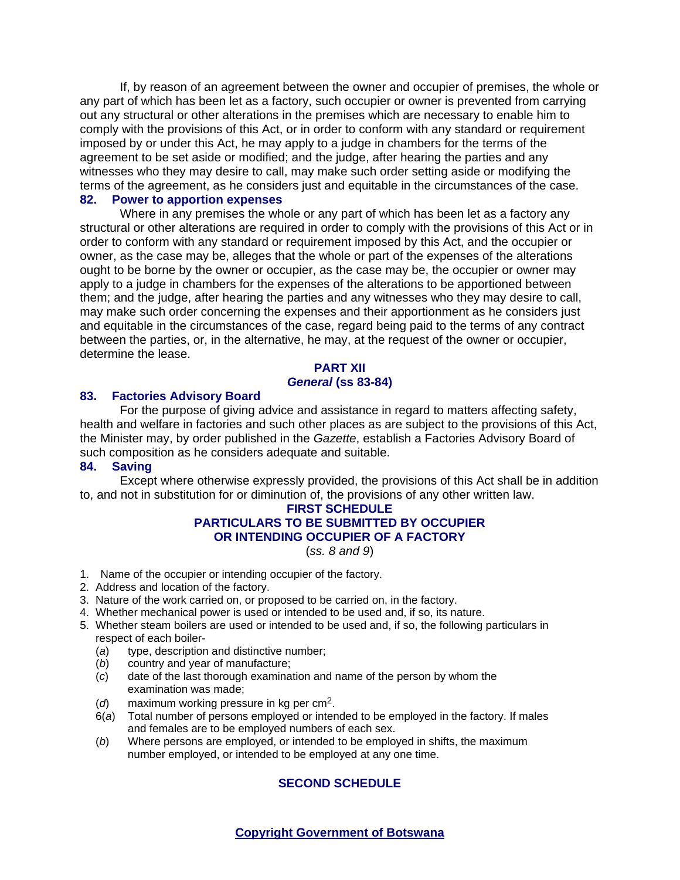If, by reason of an agreement between the owner and occupier of premises, the whole or any part of which has been let as a factory, such occupier or owner is prevented from carrying out any structural or other alterations in the premises which are necessary to enable him to comply with the provisions of this Act, or in order to conform with any standard or requirement imposed by or under this Act, he may apply to a judge in chambers for the terms of the agreement to be set aside or modified; and the judge, after hearing the parties and any witnesses who they may desire to call, may make such order setting aside or modifying the terms of the agreement, as he considers just and equitable in the circumstances of the case.

**82. Power to apportion expenses**

Where in any premises the whole or any part of which has been let as a factory any structural or other alterations are required in order to comply with the provisions of this Act or in order to conform with any standard or requirement imposed by this Act, and the occupier or owner, as the case may be, alleges that the whole or part of the expenses of the alterations ought to be borne by the owner or occupier, as the case may be, the occupier or owner may apply to a judge in chambers for the expenses of the alterations to be apportioned between them; and the judge, after hearing the parties and any witnesses who they may desire to call, may make such order concerning the expenses and their apportionment as he considers just and equitable in the circumstances of the case, regard being paid to the terms of any contract between the parties, or, in the alternative, he may, at the request of the owner or occupier, determine the lease.

## PART XII
## *General* (ss 83-84)

**83. Factories Advisory Board**

For the purpose of giving advice and assistance in regard to matters affecting safety, health and welfare in factories and such other places as are subject to the provisions of this Act, the Minister may, by order published in the *Gazette*, establish a Factories Advisory Board of such composition as he considers adequate and suitable.

**84. Saving**

Except where otherwise expressly provided, the provisions of this Act shall be in addition to, and not in substitution for or diminution of, the provisions of any other written law.

## FIRST SCHEDULE
## PARTICULARS TO BE SUBMITTED BY OCCUPIER OR INTENDING OCCUPIER OF A FACTORY

(*ss. 8 and 9*)

1. Name of the occupier or intending occupier of the factory.
2. Address and location of the factory.
3. Nature of the work carried on, or proposed to be carried on, in the factory.
4. Whether mechanical power is used or intended to be used and, if so, its nature.
5. Whether steam boilers are used or intended to be used and, if so, the following particulars in respect of each boiler-
   - (*a*) type, description and distinctive number;
   - (*b*) country and year of manufacture;
   - (*c*) date of the last thorough examination and name of the person by whom the examination was made;
   - (*d*) maximum working pressure in kg per $cm^2$.
   
   6(*a*) Total number of persons employed or intended to be employed in the factory. If males and females are to be employed numbers of each sex.
   
   (*b*) Where persons are employed, or intended to be employed in shifts, the maximum number employed, or intended to be employed at any one time.

## SECOND SCHEDULE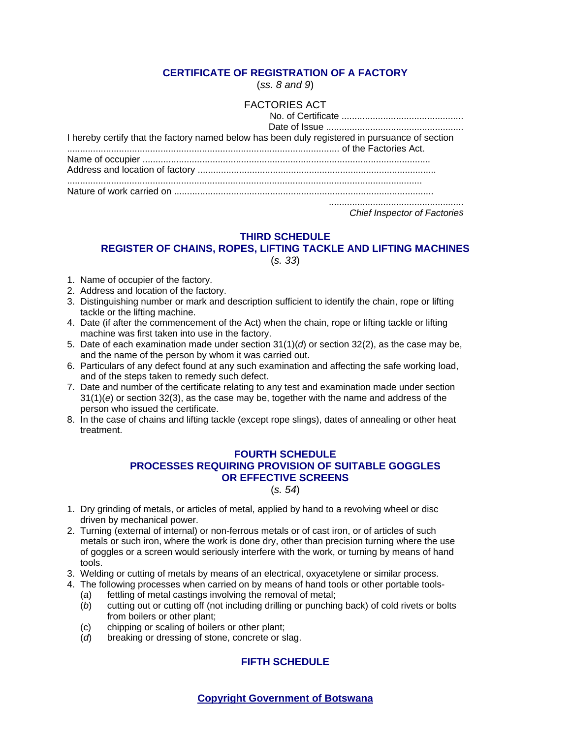## CERTIFICATE OF REGISTRATION OF A FACTORY

(*ss. 8 and 9*)

FACTORIES ACT

No. of Certificate ..............................................

Date of Issue ....................................................

I hereby certify that the factory named below has been duly registered in pursuance of section ........................................................................................................ of the Factories Act.

Name of occupier .............................................................................................................

Address and location of factory ...........................................................................................

.......................................................................................................................................

Nature of work carried on ...................................................................................................

....................................................

*Chief Inspector of Factories*

## THIRD SCHEDULE
## REGISTER OF CHAINS, ROPES, LIFTING TACKLE AND LIFTING MACHINES

(*s. 33*)

1. Name of occupier of the factory.
2. Address and location of the factory.
3. Distinguishing number or mark and description sufficient to identify the chain, rope or lifting tackle or the lifting machine.
4. Date (if after the commencement of the Act) when the chain, rope or lifting tackle or lifting machine was first taken into use in the factory.
5. Date of each examination made under section 31(1)(*d*) or section 32(2), as the case may be, and the name of the person by whom it was carried out.
6. Particulars of any defect found at any such examination and affecting the safe working load, and of the steps taken to remedy such defect.
7. Date and number of the certificate relating to any test and examination made under section 31(1)(*e*) or section 32(3), as the case may be, together with the name and address of the person who issued the certificate.
8. In the case of chains and lifting tackle (except rope slings), dates of annealing or other heat treatment.

## FOURTH SCHEDULE
## PROCESSES REQUIRING PROVISION OF SUITABLE GOGGLES OR EFFECTIVE SCREENS

(*s. 54*)

1. Dry grinding of metals, or articles of metal, applied by hand to a revolving wheel or disc driven by mechanical power.
2. Turning (external of internal) or non-ferrous metals or of cast iron, or of articles of such metals or such iron, where the work is done dry, other than precision turning where the use of goggles or a screen would seriously interfere with the work, or turning by means of hand tools.
3. Welding or cutting of metals by means of an electrical, oxyacetylene or similar process.
4. The following processes when carried on by means of hand tools or other portable tools-
   (*a*) fettling of metal castings involving the removal of metal;
   (*b*) cutting out or cutting off (not including drilling or punching back) of cold rivets or bolts from boilers or other plant;
   (c) chipping or scaling of boilers or other plant;
   (*d*) breaking or dressing of stone, concrete or slag.

## FIFTH SCHEDULE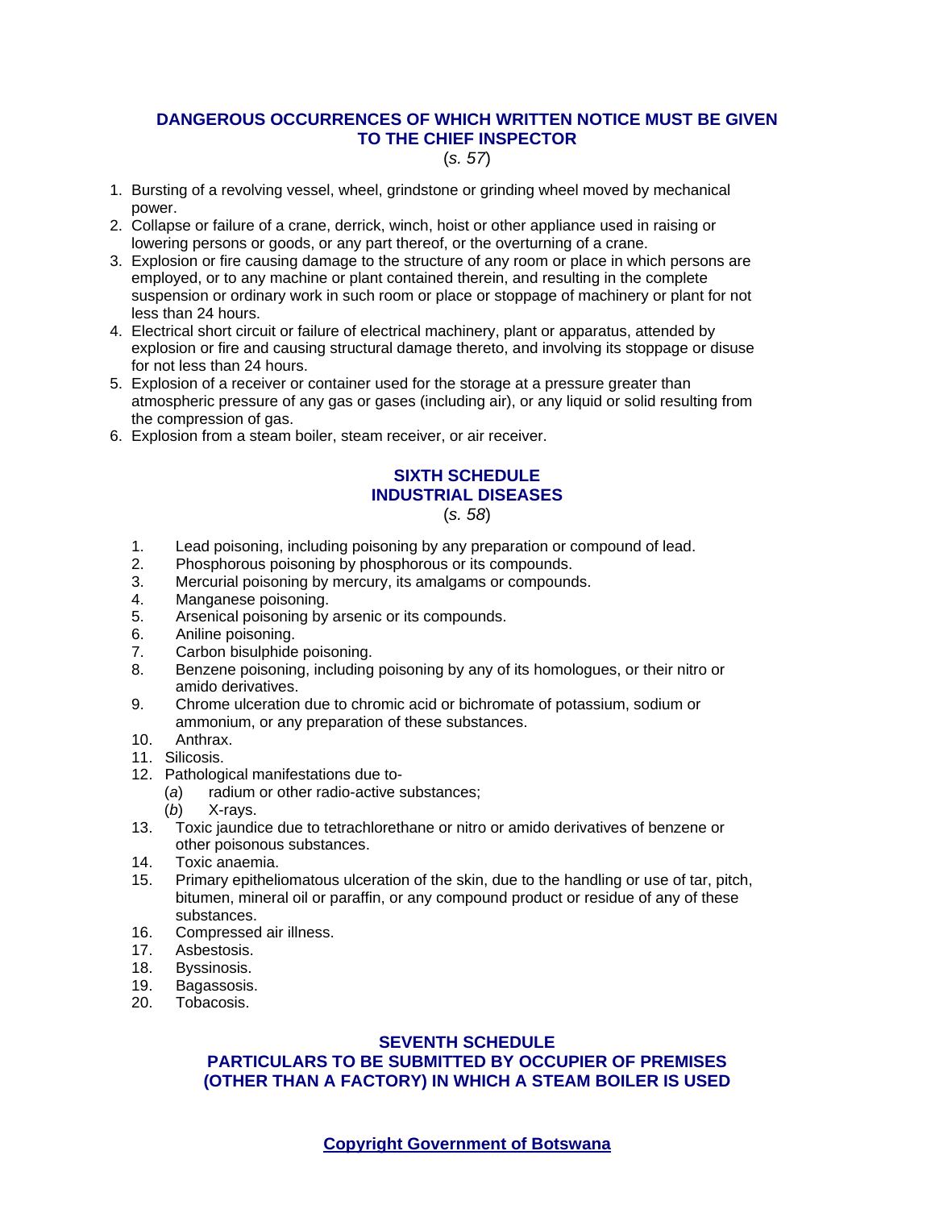## DANGEROUS OCCURRENCES OF WHICH WRITTEN NOTICE MUST BE GIVEN TO THE CHIEF INSPECTOR

(*s. 57*)

1. Bursting of a revolving vessel, wheel, grindstone or grinding wheel moved by mechanical power.
2. Collapse or failure of a crane, derrick, winch, hoist or other appliance used in raising or lowering persons or goods, or any part thereof, or the overturning of a crane.
3. Explosion or fire causing damage to the structure of any room or place in which persons are employed, or to any machine or plant contained therein, and resulting in the complete suspension or ordinary work in such room or place or stoppage of machinery or plant for not less than 24 hours.
4. Electrical short circuit or failure of electrical machinery, plant or apparatus, attended by explosion or fire and causing structural damage thereto, and involving its stoppage or disuse for not less than 24 hours.
5. Explosion of a receiver or container used for the storage at a pressure greater than atmospheric pressure of any gas or gases (including air), or any liquid or solid resulting from the compression of gas.
6. Explosion from a steam boiler, steam receiver, or air receiver.

## SIXTH SCHEDULE
## INDUSTRIAL DISEASES

(*s. 58*)

1. Lead poisoning, including poisoning by any preparation or compound of lead.
2. Phosphorous poisoning by phosphorous or its compounds.
3. Mercurial poisoning by mercury, its amalgams or compounds.
4. Manganese poisoning.
5. Arsenical poisoning by arsenic or its compounds.
6. Aniline poisoning.
7. Carbon bisulphide poisoning.
8. Benzene poisoning, including poisoning by any of its homologues, or their nitro or amido derivatives.
9. Chrome ulceration due to chromic acid or bichromate of potassium, sodium or ammonium, or any preparation of these substances.
10. Anthrax.
11. Silicosis.
12. Pathological manifestations due to-
    (*a*) radium or other radio-active substances;
    (*b*) X-rays.
13. Toxic jaundice due to tetrachlorethane or nitro or amido derivatives of benzene or other poisonous substances.
14. Toxic anaemia.
15. Primary epitheliomatous ulceration of the skin, due to the handling or use of tar, pitch, bitumen, mineral oil or paraffin, or any compound product or residue of any of these substances.
16. Compressed air illness.
17. Asbestosis.
18. Byssinosis.
19. Bagassosis.
20. Tobacosis.

## SEVENTH SCHEDULE
## PARTICULARS TO BE SUBMITTED BY OCCUPIER OF PREMISES (OTHER THAN A FACTORY) IN WHICH A STEAM BOILER IS USED

**Copyright Government of Botswana**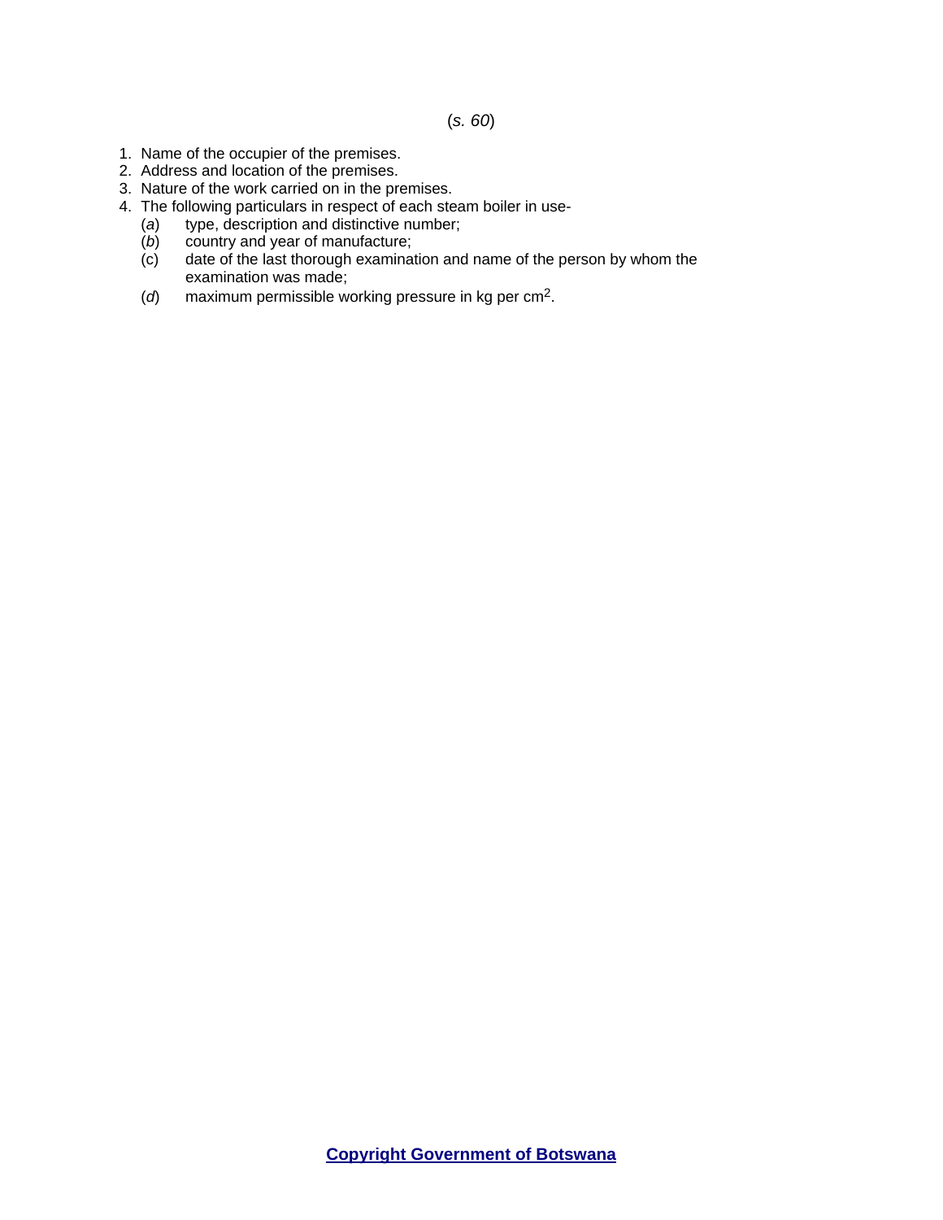(*s. 60*)

1. Name of the occupier of the premises.
2. Address and location of the premises.
3. Nature of the work carried on in the premises.
4. The following particulars in respect of each steam boiler in use-
   (*a*) type, description and distinctive number;
   (*b*) country and year of manufacture;
   (c) date of the last thorough examination and name of the person by whom the examination was made;
   (*d*) maximum permissible working pressure in kg per $cm^2$.

**Copyright Government of Botswana**